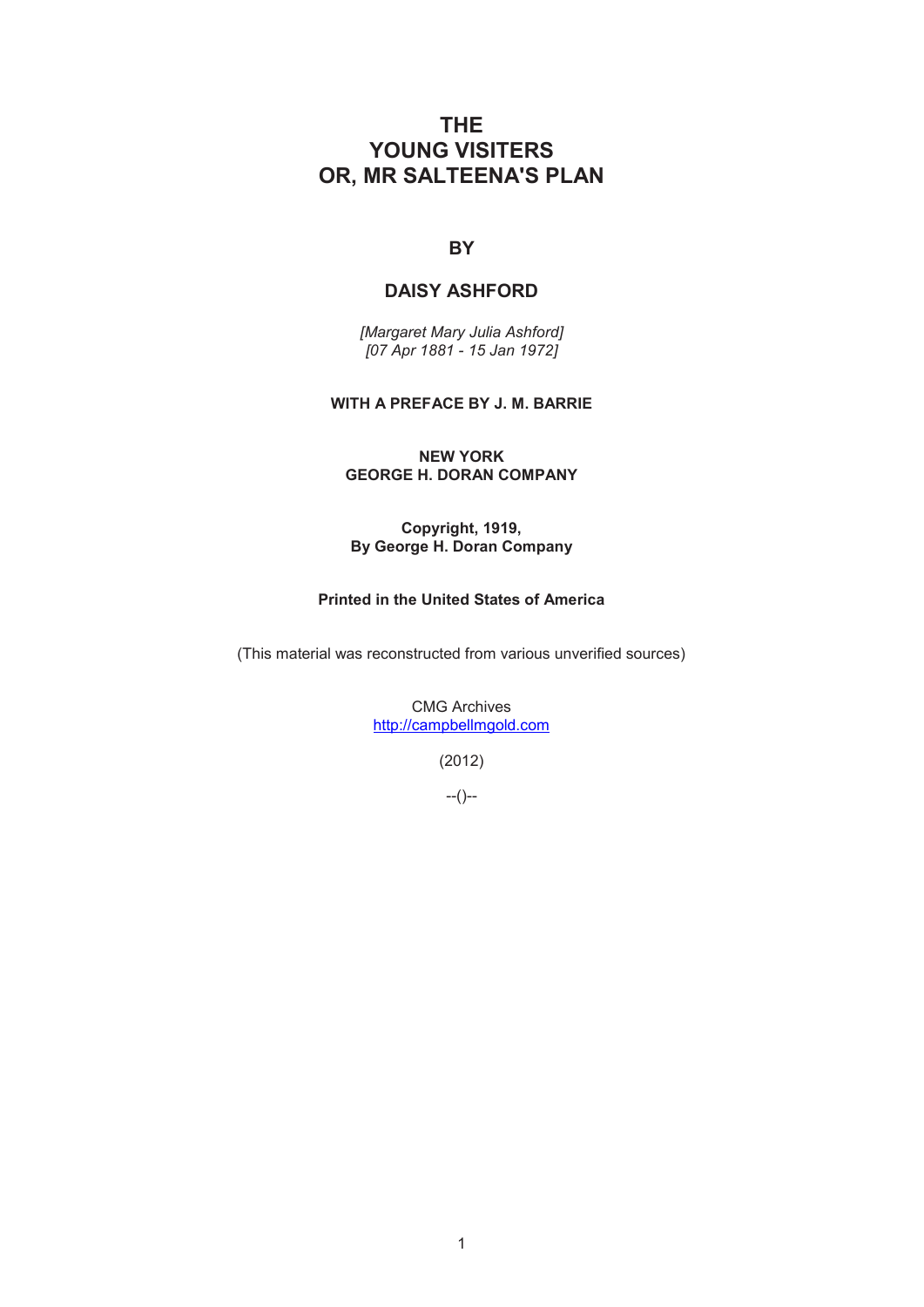# THE YOUNG VISITERS OR, MR SALTEENA'S PLAN

**BY**

**DAISY ASHFORD**

*[Margaret Mary Julia Ashford]*
*[07 Apr 1881 - 15 Jan 1972]*

**WITH A PREFACE BY J. M. BARRIE**

**NEW YORK**
**GEORGE H. DORAN COMPANY**

**Copyright, 1919,**
**By George H. Doran Company**

**Printed in the United States of America**

(This material was reconstructed from various unverified sources)

CMG Archives
http://campbellmgold.com

(2012)

--()--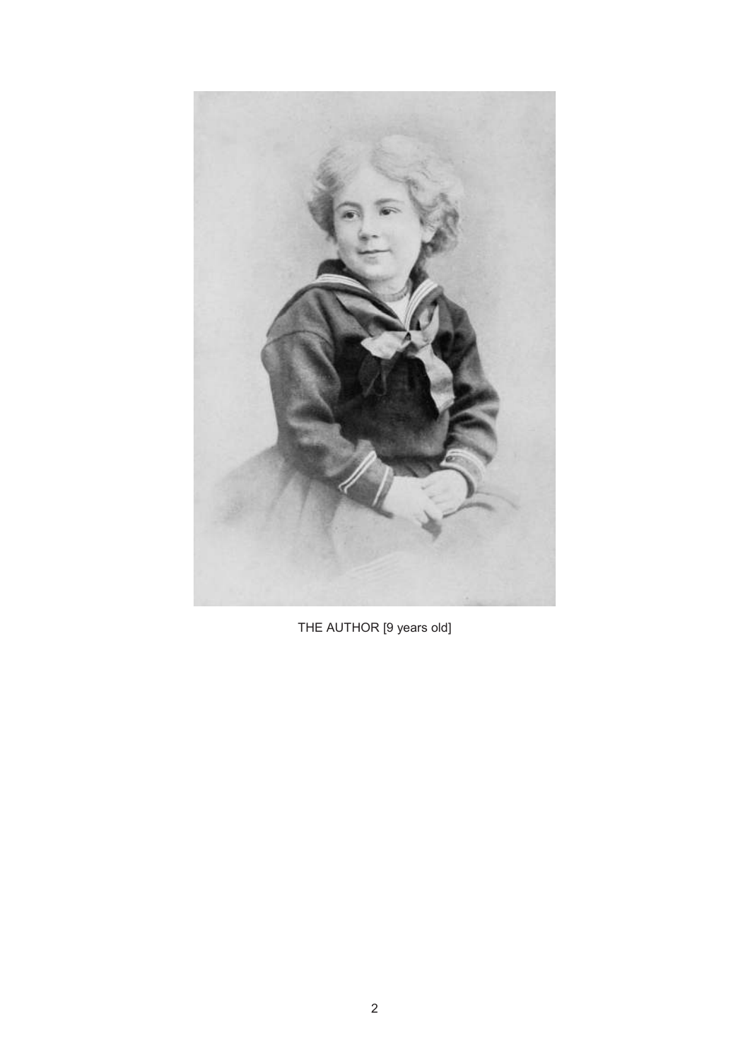THE AUTHOR [9 years old]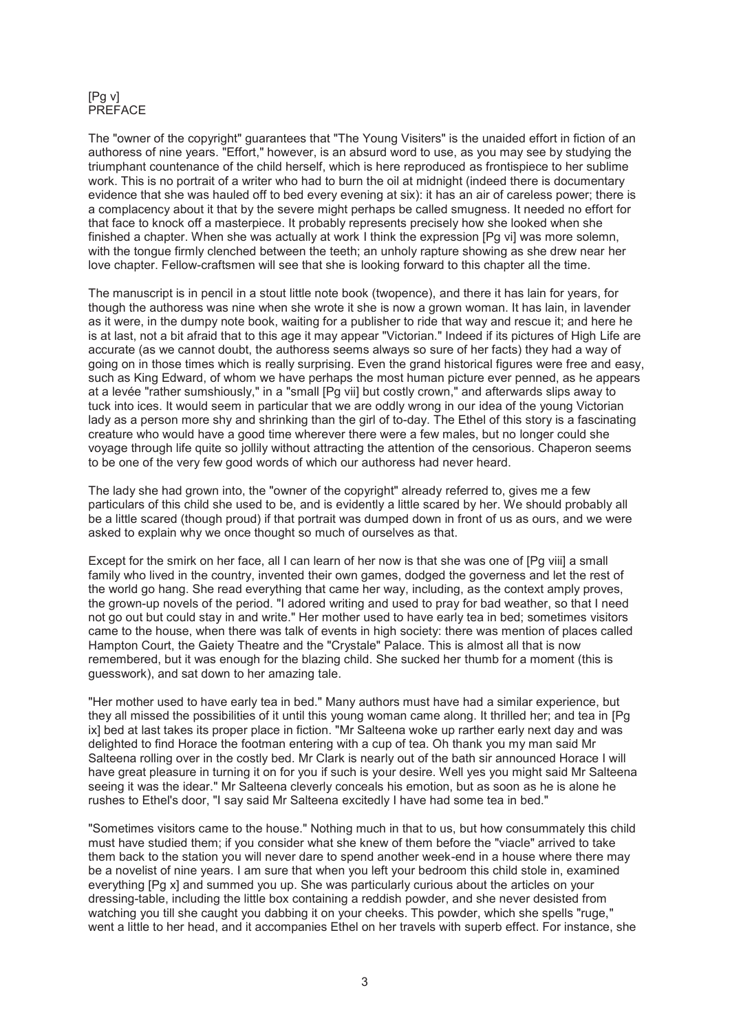[Pg v]
# PREFACE

The "owner of the copyright" guarantees that "The Young Visiters" is the unaided effort in fiction of an authoress of nine years. "Effort," however, is an absurd word to use, as you may see by studying the triumphant countenance of the child herself, which is here reproduced as frontispiece to her sublime work. This is no portrait of a writer who had to burn the oil at midnight (indeed there is documentary evidence that she was hauled off to bed every evening at six): it has an air of careless power; there is a complacency about it that by the severe might perhaps be called smugness. It needed no effort for that face to knock off a masterpiece. It probably represents precisely how she looked when she finished a chapter. When she was actually at work I think the expression [Pg vi] was more solemn, with the tongue firmly clenched between the teeth; an unholy rapture showing as she drew near her love chapter. Fellow-craftsmen will see that she is looking forward to this chapter all the time.

The manuscript is in pencil in a stout little note book (twopence), and there it has lain for years, for though the authoress was nine when she wrote it she is now a grown woman. It has lain, in lavender as it were, in the dumpy note book, waiting for a publisher to ride that way and rescue it; and here he is at last, not a bit afraid that to this age it may appear "Victorian." Indeed if its pictures of High Life are accurate (as we cannot doubt, the authoress seems always so sure of her facts) they had a way of going on in those times which is really surprising. Even the grand historical figures were free and easy, such as King Edward, of whom we have perhaps the most human picture ever penned, as he appears at a levée "rather sumshiously," in a "small [Pg vii] but costly crown," and afterwards slips away to tuck into ices. It would seem in particular that we are oddly wrong in our idea of the young Victorian lady as a person more shy and shrinking than the girl of to-day. The Ethel of this story is a fascinating creature who would have a good time wherever there were a few males, but no longer could she voyage through life quite so jollily without attracting the attention of the censorious. Chaperon seems to be one of the very few good words of which our authoress had never heard.

The lady she had grown into, the "owner of the copyright" already referred to, gives me a few particulars of this child she used to be, and is evidently a little scared by her. We should probably all be a little scared (though proud) if that portrait was dumped down in front of us as ours, and we were asked to explain why we once thought so much of ourselves as that.

Except for the smirk on her face, all I can learn of her now is that she was one of [Pg viii] a small family who lived in the country, invented their own games, dodged the governess and let the rest of the world go hang. She read everything that came her way, including, as the context amply proves, the grown-up novels of the period. "I adored writing and used to pray for bad weather, so that I need not go out but could stay in and write." Her mother used to have early tea in bed; sometimes visitors came to the house, when there was talk of events in high society: there was mention of places called Hampton Court, the Gaiety Theatre and the "Crystale" Palace. This is almost all that is now remembered, but it was enough for the blazing child. She sucked her thumb for a moment (this is guesswork), and sat down to her amazing tale.

"Her mother used to have early tea in bed." Many authors must have had a similar experience, but they all missed the possibilities of it until this young woman came along. It thrilled her; and tea in [Pg ix] bed at last takes its proper place in fiction. "Mr Salteena woke up rarther early next day and was delighted to find Horace the footman entering with a cup of tea. Oh thank you my man said Mr Salteena rolling over in the costly bed. Mr Clark is nearly out of the bath sir announced Horace I will have great pleasure in turning it on for you if such is your desire. Well yes you might said Mr Salteena seeing it was the idear." Mr Salteena cleverly conceals his emotion, but as soon as he is alone he rushes to Ethel's door, "I say said Mr Salteena excitedly I have had some tea in bed."

"Sometimes visitors came to the house." Nothing much in that to us, but how consummately this child must have studied them; if you consider what she knew of them before the "viacle" arrived to take them back to the station you will never dare to spend another week-end in a house where there may be a novelist of nine years. I am sure that when you left your bedroom this child stole in, examined everything [Pg x] and summed you up. She was particularly curious about the articles on your dressing-table, including the little box containing a reddish powder, and she never desisted from watching you till she caught you dabbing it on your cheeks. This powder, which she spells "ruge," went a little to her head, and it accompanies Ethel on her travels with superb effect. For instance, she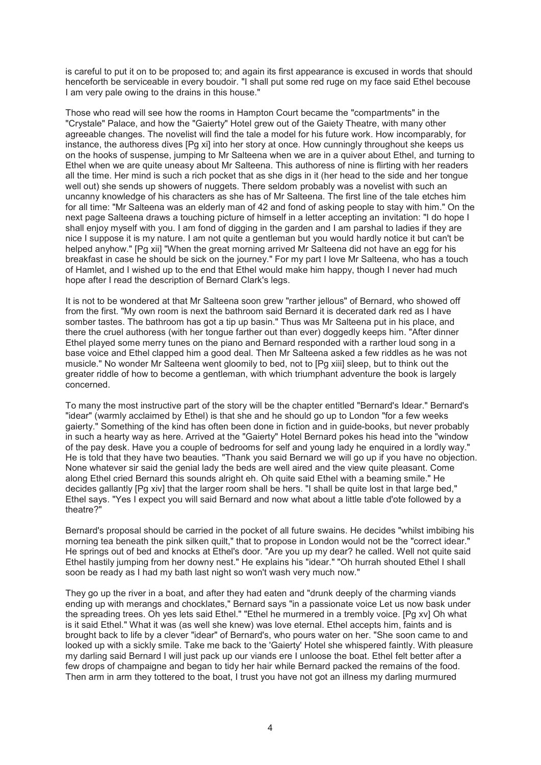is careful to put it on to be proposed to; and again its first appearance is excused in words that should henceforth be serviceable in every boudoir. "I shall put some red ruge on my face said Ethel becouse I am very pale owing to the drains in this house."

Those who read will see how the rooms in Hampton Court became the "compartments" in the "Crystale" Palace, and how the "Gaierty" Hotel grew out of the Gaiety Theatre, with many other agreeable changes. The novelist will find the tale a model for his future work. How incomparably, for instance, the authoress dives [Pg xi] into her story at once. How cunningly throughout she keeps us on the hooks of suspense, jumping to Mr Salteena when we are in a quiver about Ethel, and turning to Ethel when we are quite uneasy about Mr Salteena. This authoress of nine is flirting with her readers all the time. Her mind is such a rich pocket that as she digs in it (her head to the side and her tongue well out) she sends up showers of nuggets. There seldom probably was a novelist with such an uncanny knowledge of his characters as she has of Mr Salteena. The first line of the tale etches him for all time: "Mr Salteena was an elderly man of 42 and fond of asking people to stay with him." On the next page Salteena draws a touching picture of himself in a letter accepting an invitation: "I do hope I shall enjoy myself with you. I am fond of digging in the garden and I am parshal to ladies if they are nice I suppose it is my nature. I am not quite a gentleman but you would hardly notice it but can't be helped anyhow." [Pg xii] "When the great morning arrived Mr Salteena did not have an egg for his breakfast in case he should be sick on the journey." For my part I love Mr Salteena, who has a touch of Hamlet, and I wished up to the end that Ethel would make him happy, though I never had much hope after I read the description of Bernard Clark's legs.

It is not to be wondered at that Mr Salteena soon grew "rarther jellous" of Bernard, who showed off from the first. "My own room is next the bathroom said Bernard it is decerated dark red as I have somber tastes. The bathroom has got a tip up basin." Thus was Mr Salteena put in his place, and there the cruel authoress (with her tongue farther out than ever) doggedly keeps him. "After dinner Ethel played some merry tunes on the piano and Bernard responded with a rarther loud song in a base voice and Ethel clapped him a good deal. Then Mr Salteena asked a few riddles as he was not musicle." No wonder Mr Salteena went gloomily to bed, not to [Pg xiii] sleep, but to think out the greater riddle of how to become a gentleman, with which triumphant adventure the book is largely concerned.

To many the most instructive part of the story will be the chapter entitled "Bernard's Idear." Bernard's "idear" (warmly acclaimed by Ethel) is that she and he should go up to London "for a few weeks gaierty." Something of the kind has often been done in fiction and in guide-books, but never probably in such a hearty way as here. Arrived at the "Gaierty" Hotel Bernard pokes his head into the "window of the pay desk. Have you a couple of bedrooms for self and young lady he enquired in a lordly way." He is told that they have two beauties. "Thank you said Bernard we will go up if you have no objection. None whatever sir said the genial lady the beds are well aired and the view quite pleasant. Come along Ethel cried Bernard this sounds alright eh. Oh quite said Ethel with a beaming smile." He decides gallantly [Pg xiv] that the larger room shall be hers. "I shall be quite lost in that large bed," Ethel says. "Yes I expect you will said Bernard and now what about a little table d'ote followed by a theatre?"

Bernard's proposal should be carried in the pocket of all future swains. He decides "whilst imbibing his morning tea beneath the pink silken quilt," that to propose in London would not be the "correct idear." He springs out of bed and knocks at Ethel's door. "Are you up my dear? he called. Well not quite said Ethel hastily jumping from her downy nest." He explains his "idear." "Oh hurrah shouted Ethel I shall soon be ready as I had my bath last night so won't wash very much now."

They go up the river in a boat, and after they had eaten and "drunk deeply of the charming viands ending up with merangs and chocklates," Bernard says "in a passionate voice Let us now bask under the spreading trees. Oh yes lets said Ethel." "Ethel he murmered in a trembly voice. [Pg xv] Oh what is it said Ethel." What it was (as well she knew) was love eternal. Ethel accepts him, faints and is brought back to life by a clever "idear" of Bernard's, who pours water on her. "She soon came to and looked up with a sickly smile. Take me back to the 'Gaierty' Hotel she whispered faintly. With pleasure my darling said Bernard I will just pack up our viands ere I unloose the boat. Ethel felt better after a few drops of champaigne and began to tidy her hair while Bernard packed the remains of the food. Then arm in arm they tottered to the boat, I trust you have not got an illness my darling murmured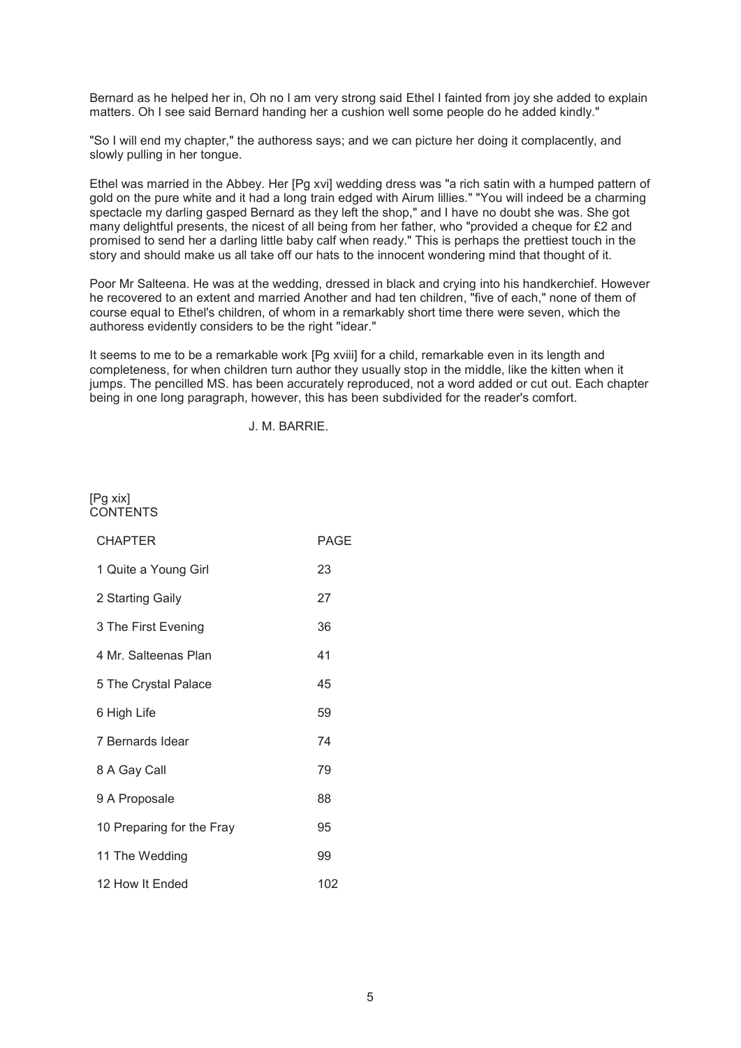Bernard as he helped her in, Oh no I am very strong said Ethel I fainted from joy she added to explain matters. Oh I see said Bernard handing her a cushion well some people do he added kindly."

"So I will end my chapter," the authoress says; and we can picture her doing it complacently, and slowly pulling in her tongue.

Ethel was married in the Abbey. Her [Pg xvi] wedding dress was "a rich satin with a humped pattern of gold on the pure white and it had a long train edged with Airum lillies." "You will indeed be a charming spectacle my darling gasped Bernard as they left the shop," and I have no doubt she was. She got many delightful presents, the nicest of all being from her father, who "provided a cheque for £2 and promised to send her a darling little baby calf when ready." This is perhaps the prettiest touch in the story and should make us all take off our hats to the innocent wondering mind that thought of it.

Poor Mr Salteena. He was at the wedding, dressed in black and crying into his handkerchief. However he recovered to an extent and married Another and had ten children, "five of each," none of them of course equal to Ethel's children, of whom in a remarkably short time there were seven, which the authoress evidently considers to be the right "idear."

It seems to me to be a remarkable work [Pg xviii] for a child, remarkable even in its length and completeness, for when children turn author they usually stop in the middle, like the kitten when it jumps. The pencilled MS. has been accurately reproduced, not a word added or cut out. Each chapter being in one long paragraph, however, this has been subdivided for the reader's comfort.

J. M. BARRIE.

[Pg xix]
## CONTENTS

| CHAPTER | PAGE |
|---|---|
| 1 Quite a Young Girl | 23 |
| 2 Starting Gaily | 27 |
| 3 The First Evening | 36 |
| 4 Mr. Salteenas Plan | 41 |
| 5 The Crystal Palace | 45 |
| 6 High Life | 59 |
| 7 Bernards Idear | 74 |
| 8 A Gay Call | 79 |
| 9 A Proposale | 88 |
| 10 Preparing for the Fray | 95 |
| 11 The Wedding | 99 |
| 12 How It Ended | 102 |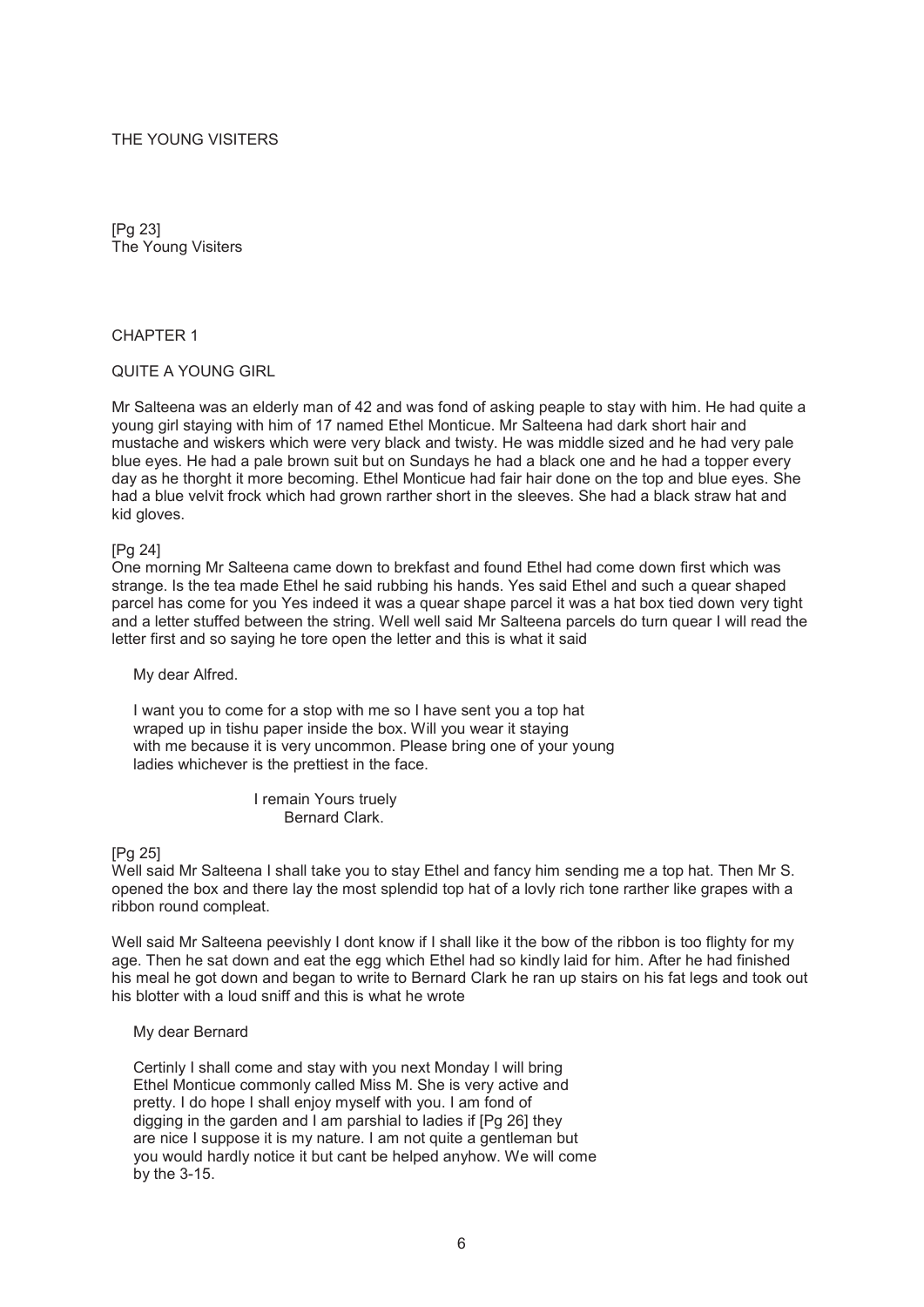THE YOUNG VISITERS

[Pg 23]
The Young Visiters

# CHAPTER 1

## QUITE A YOUNG GIRL

Mr Salteena was an elderly man of 42 and was fond of asking peaple to stay with him. He had quite a young girl staying with him of 17 named Ethel Monticue. Mr Salteena had dark short hair and mustache and wiskers which were very black and twisty. He was middle sized and he had very pale blue eyes. He had a pale brown suit but on Sundays he had a black one and he had a topper every day as he thorght it more becoming. Ethel Monticue had fair hair done on the top and blue eyes. She had a blue velvit frock which had grown rarther short in the sleeves. She had a black straw hat and kid gloves.

[Pg 24]
One morning Mr Salteena came down to brekfast and found Ethel had come down first which was strange. Is the tea made Ethel he said rubbing his hands. Yes said Ethel and such a quear shaped parcel has come for you Yes indeed it was a quear shape parcel it was a hat box tied down very tight and a letter stuffed between the string. Well well said Mr Salteena parcels do turn quear I will read the letter first and so saying he tore open the letter and this is what it said

> My dear Alfred.
>
> I want you to come for a stop with me so I have sent you a top hat wraped up in tishu paper inside the box. Will you wear it staying with me because it is very uncommon. Please bring one of your young ladies whichever is the prettiest in the face.
>
> I remain Yours truely
> Bernard Clark.

[Pg 25]
Well said Mr Salteena I shall take you to stay Ethel and fancy him sending me a top hat. Then Mr S. opened the box and there lay the most splendid top hat of a lovly rich tone rarther like grapes with a ribbon round compleat.

Well said Mr Salteena peevishly I dont know if I shall like it the bow of the ribbon is too flighty for my age. Then he sat down and eat the egg which Ethel had so kindly laid for him. After he had finished his meal he got down and began to write to Bernard Clark he ran up stairs on his fat legs and took out his blotter with a loud sniff and this is what he wrote

> My dear Bernard
>
> Certinly I shall come and stay with you next Monday I will bring Ethel Monticue commonly called Miss M. She is very active and pretty. I do hope I shall enjoy myself with you. I am fond of digging in the garden and I am parshial to ladies if [Pg 26] they are nice I suppose it is my nature. I am not quite a gentleman but you would hardly notice it but cant be helped anyhow. We will come by the 3-15.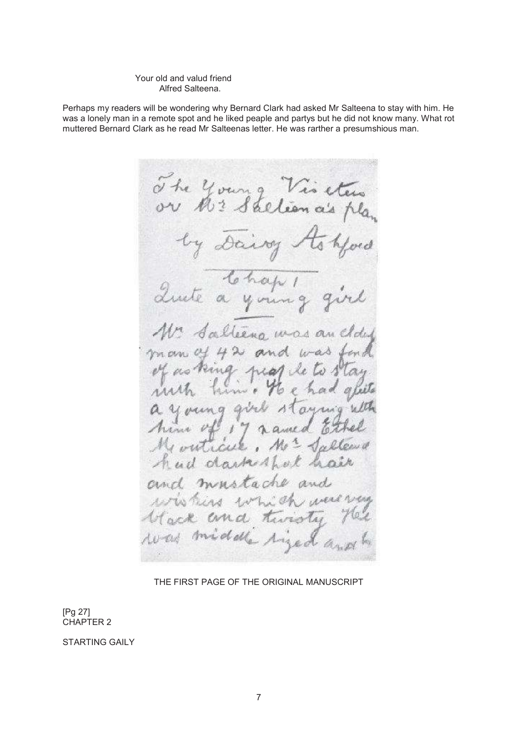Your old and valud friend
Alfred Salteena.

Perhaps my readers will be wondering why Bernard Clark had asked Mr Salteena to stay with him. He was a lonely man in a remote spot and he liked peaple and partys but he did not know many. What rot muttered Bernard Clark as he read Mr Salteenas letter. He was rarther a presumshious man.

THE FIRST PAGE OF THE ORIGINAL MANUSCRIPT

[Pg 27]

## CHAPTER 2

## STARTING GAILY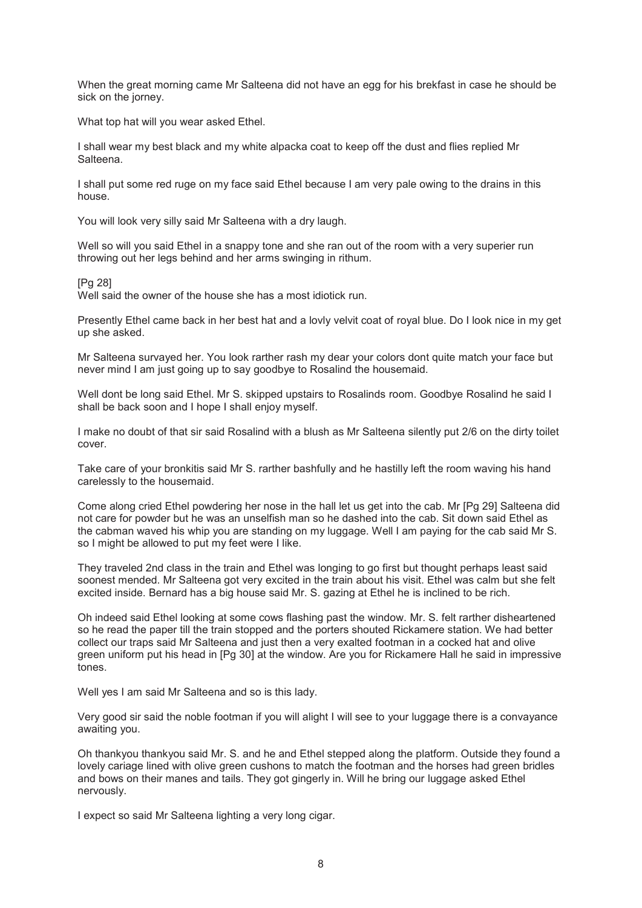When the great morning came Mr Salteena did not have an egg for his brekfast in case he should be sick on the jorney.

What top hat will you wear asked Ethel.

I shall wear my best black and my white alpacka coat to keep off the dust and flies replied Mr Salteena.

I shall put some red ruge on my face said Ethel because I am very pale owing to the drains in this house.

You will look very silly said Mr Salteena with a dry laugh.

Well so will you said Ethel in a snappy tone and she ran out of the room with a very superier run throwing out her legs behind and her arms swinging in rithum.

[Pg 28]
Well said the owner of the house she has a most idiotick run.

Presently Ethel came back in her best hat and a lovly velvit coat of royal blue. Do I look nice in my get up she asked.

Mr Salteena survayed her. You look rarther rash my dear your colors dont quite match your face but never mind I am just going up to say goodbye to Rosalind the housemaid.

Well dont be long said Ethel. Mr S. skipped upstairs to Rosalinds room. Goodbye Rosalind he said I shall be back soon and I hope I shall enjoy myself.

I make no doubt of that sir said Rosalind with a blush as Mr Salteena silently put 2/6 on the dirty toilet cover.

Take care of your bronkitis said Mr S. rarther bashfully and he hastilly left the room waving his hand carelessly to the housemaid.

Come along cried Ethel powdering her nose in the hall let us get into the cab. Mr [Pg 29] Salteena did not care for powder but he was an unselfish man so he dashed into the cab. Sit down said Ethel as the cabman waved his whip you are standing on my luggage. Well I am paying for the cab said Mr S. so I might be allowed to put my feet were I like.

They traveled 2nd class in the train and Ethel was longing to go first but thought perhaps least said soonest mended. Mr Salteena got very excited in the train about his visit. Ethel was calm but she felt excited inside. Bernard has a big house said Mr. S. gazing at Ethel he is inclined to be rich.

Oh indeed said Ethel looking at some cows flashing past the window. Mr. S. felt rarther disheartened so he read the paper till the train stopped and the porters shouted Rickamere station. We had better collect our traps said Mr Salteena and just then a very exalted footman in a cocked hat and olive green uniform put his head in [Pg 30] at the window. Are you for Rickamere Hall he said in impressive tones.

Well yes I am said Mr Salteena and so is this lady.

Very good sir said the noble footman if you will alight I will see to your luggage there is a convayance awaiting you.

Oh thankyou thankyou said Mr. S. and he and Ethel stepped along the platform. Outside they found a lovely cariage lined with olive green cushons to match the footman and the horses had green bridles and bows on their manes and tails. They got gingerly in. Will he bring our luggage asked Ethel nervously.

I expect so said Mr Salteena lighting a very long cigar.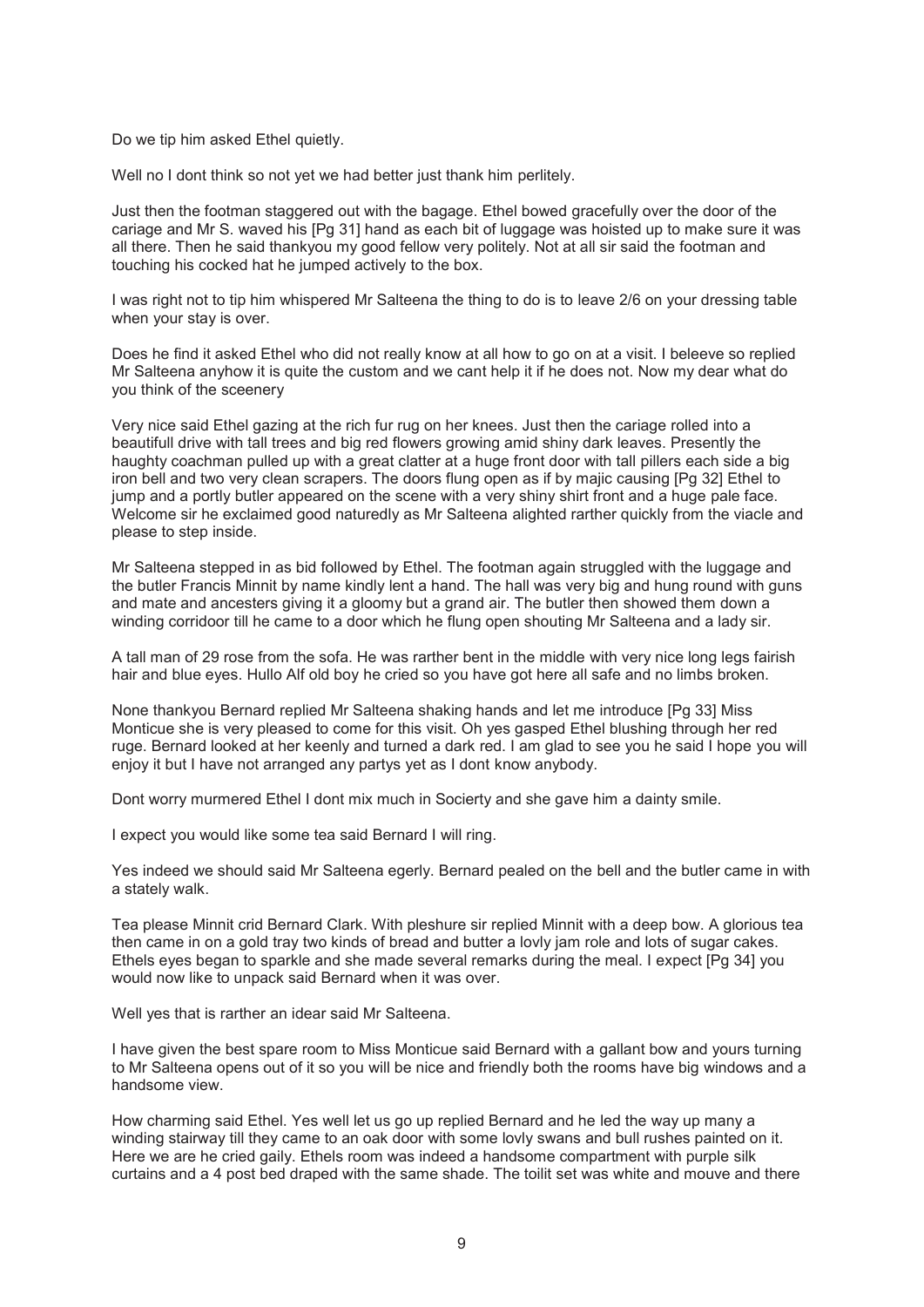Do we tip him asked Ethel quietly.

Well no I dont think so not yet we had better just thank him perlitely.

Just then the footman staggered out with the bagage. Ethel bowed gracefully over the door of the cariage and Mr S. waved his [Pg 31] hand as each bit of luggage was hoisted up to make sure it was all there. Then he said thankyou my good fellow very politely. Not at all sir said the footman and touching his cocked hat he jumped actively to the box.

I was right not to tip him whispered Mr Salteena the thing to do is to leave 2/6 on your dressing table when your stay is over.

Does he find it asked Ethel who did not really know at all how to go on at a visit. I beleeve so replied Mr Salteena anyhow it is quite the custom and we cant help it if he does not. Now my dear what do you think of the sceenery

Very nice said Ethel gazing at the rich fur rug on her knees. Just then the cariage rolled into a beautifull drive with tall trees and big red flowers growing amid shiny dark leaves. Presently the haughty coachman pulled up with a great clatter at a huge front door with tall pillers each side a big iron bell and two very clean scrapers. The doors flung open as if by majic causing [Pg 32] Ethel to jump and a portly butler appeared on the scene with a very shiny shirt front and a huge pale face. Welcome sir he exclaimed good naturedly as Mr Salteena alighted rarther quickly from the viacle and please to step inside.

Mr Salteena stepped in as bid followed by Ethel. The footman again struggled with the luggage and the butler Francis Minnit by name kindly lent a hand. The hall was very big and hung round with guns and mate and ancesters giving it a gloomy but a grand air. The butler then showed them down a winding corridoor till he came to a door which he flung open shouting Mr Salteena and a lady sir.

A tall man of 29 rose from the sofa. He was rarther bent in the middle with very nice long legs fairish hair and blue eyes. Hullo Alf old boy he cried so you have got here all safe and no limbs broken.

None thankyou Bernard replied Mr Salteena shaking hands and let me introduce [Pg 33] Miss Monticue she is very pleased to come for this visit. Oh yes gasped Ethel blushing through her red ruge. Bernard looked at her keenly and turned a dark red. I am glad to see you he said I hope you will enjoy it but I have not arranged any partys yet as I dont know anybody.

Dont worry murmered Ethel I dont mix much in Socierty and she gave him a dainty smile.

I expect you would like some tea said Bernard I will ring.

Yes indeed we should said Mr Salteena egerly. Bernard pealed on the bell and the butler came in with a stately walk.

Tea please Minnit crid Bernard Clark. With pleshure sir replied Minnit with a deep bow. A glorious tea then came in on a gold tray two kinds of bread and butter a lovly jam role and lots of sugar cakes. Ethels eyes began to sparkle and she made several remarks during the meal. I expect [Pg 34] you would now like to unpack said Bernard when it was over.

Well yes that is rarther an idear said Mr Salteena.

I have given the best spare room to Miss Monticue said Bernard with a gallant bow and yours turning to Mr Salteena opens out of it so you will be nice and friendly both the rooms have big windows and a handsome view.

How charming said Ethel. Yes well let us go up replied Bernard and he led the way up many a winding stairway till they came to an oak door with some lovly swans and bull rushes painted on it. Here we are he cried gaily. Ethels room was indeed a handsome compartment with purple silk curtains and a 4 post bed draped with the same shade. The toilit set was white and mouve and there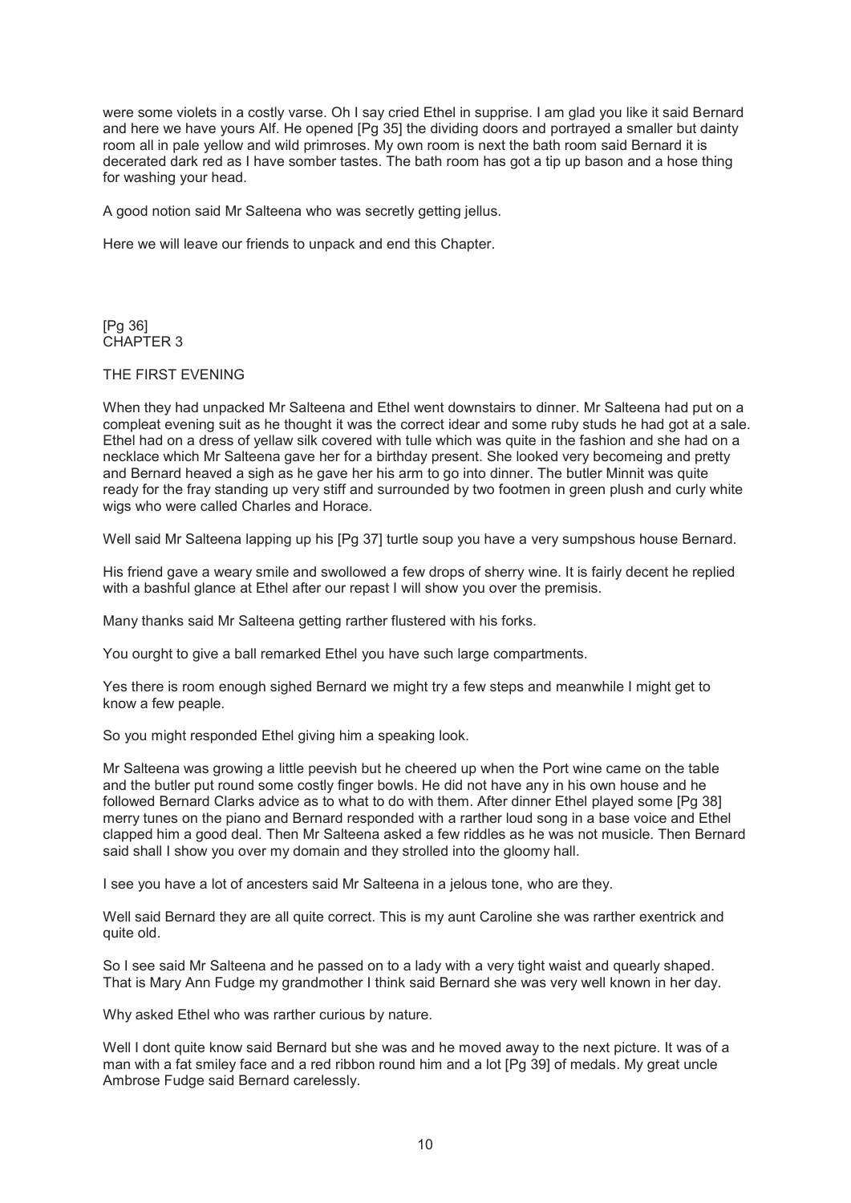were some violets in a costly varse. Oh I say cried Ethel in supprise. I am glad you like it said Bernard and here we have yours Alf. He opened [Pg 35] the dividing doors and portrayed a smaller but dainty room all in pale yellow and wild primroses. My own room is next the bath room said Bernard it is decerated dark red as I have somber tastes. The bath room has got a tip up bason and a hose thing for washing your head.

A good notion said Mr Salteena who was secretly getting jellus.

Here we will leave our friends to unpack and end this Chapter.

[Pg 36]

## CHAPTER 3

### THE FIRST EVENING

When they had unpacked Mr Salteena and Ethel went downstairs to dinner. Mr Salteena had put on a compleat evening suit as he thought it was the correct idear and some ruby studs he had got at a sale. Ethel had on a dress of yellow silk covered with tulle which was quite in the fashion and she had on a necklace which Mr Salteena gave her for a birthday present. She looked very becomeing and pretty and Bernard heaved a sigh as he gave her his arm to go into dinner. The butler Minnit was quite ready for the fray standing up very stiff and surrounded by two footmen in green plush and curly white wigs who were called Charles and Horace.

Well said Mr Salteena lapping up his [Pg 37] turtle soup you have a very sumpshous house Bernard.

His friend gave a weary smile and swollowed a few drops of sherry wine. It is fairly decent he replied with a bashful glance at Ethel after our repast I will show you over the premisis.

Many thanks said Mr Salteena getting rarther flustered with his forks.

You ourght to give a ball remarked Ethel you have such large compartments.

Yes there is room enough sighed Bernard we might try a few steps and meanwhile I might get to know a few peaple.

So you might responded Ethel giving him a speaking look.

Mr Salteena was growing a little peevish but he cheered up when the Port wine came on the table and the butler put round some costly finger bowls. He did not have any in his own house and he followed Bernard Clarks advice as to what to do with them. After dinner Ethel played some [Pg 38] merry tunes on the piano and Bernard responded with a rarther loud song in a base voice and Ethel clapped him a good deal. Then Mr Salteena asked a few riddles as he was not musicle. Then Bernard said shall I show you over my domain and they strolled into the gloomy hall.

I see you have a lot of ancesters said Mr Salteena in a jelous tone, who are they.

Well said Bernard they are all quite correct. This is my aunt Caroline she was rarther exentrick and quite old.

So I see said Mr Salteena and he passed on to a lady with a very tight waist and quearly shaped. That is Mary Ann Fudge my grandmother I think said Bernard she was very well known in her day.

Why asked Ethel who was rarther curious by nature.

Well I dont quite know said Bernard but she was and he moved away to the next picture. It was of a man with a fat smiley face and a red ribbon round him and a lot [Pg 39] of medals. My great uncle Ambrose Fudge said Bernard carelessly.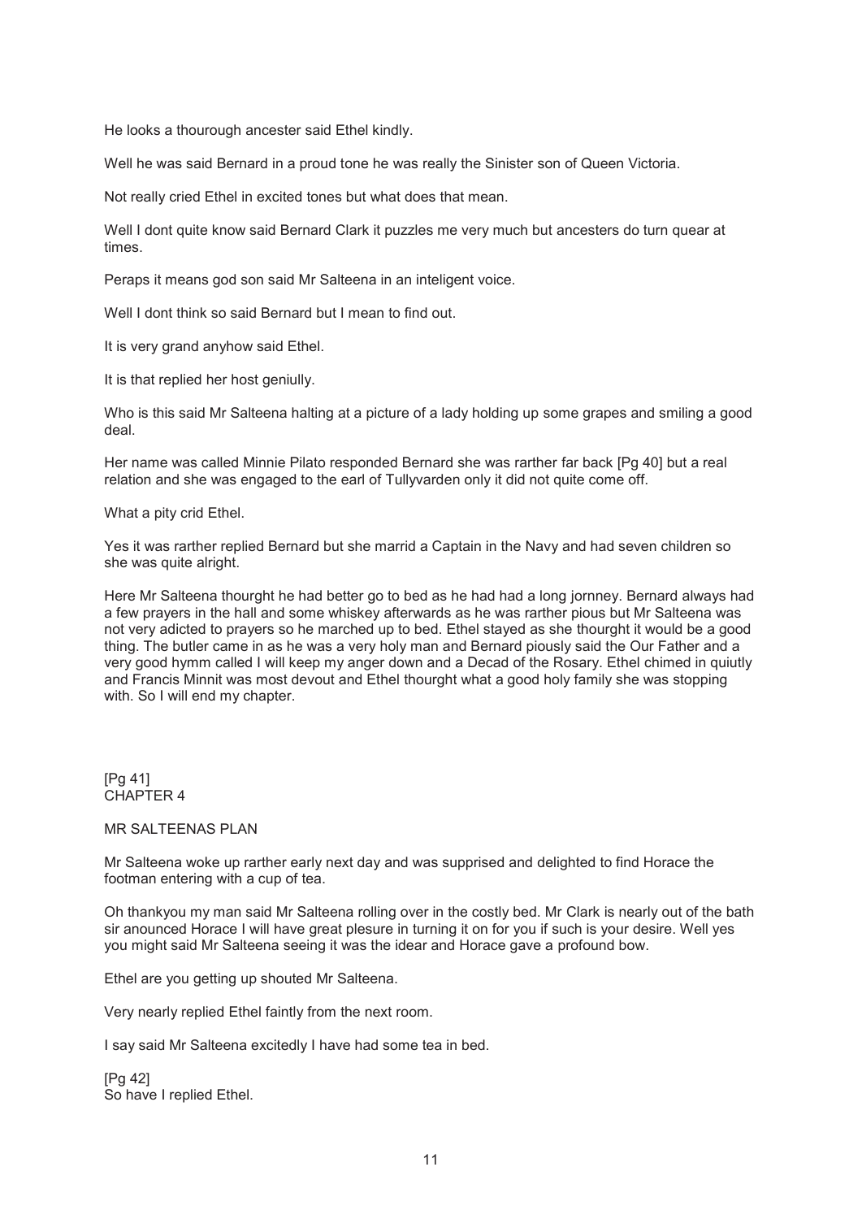He looks a thourough ancester said Ethel kindly.

Well he was said Bernard in a proud tone he was really the Sinister son of Queen Victoria.

Not really cried Ethel in excited tones but what does that mean.

Well I dont quite know said Bernard Clark it puzzles me very much but ancesters do turn quear at times.

Peraps it means god son said Mr Salteena in an inteligent voice.

Well I dont think so said Bernard but I mean to find out.

It is very grand anyhow said Ethel.

It is that replied her host geniully.

Who is this said Mr Salteena halting at a picture of a lady holding up some grapes and smiling a good deal.

Her name was called Minnie Pilato responded Bernard she was rarther far back [Pg 40] but a real relation and she was engaged to the earl of Tullyvarden only it did not quite come off.

What a pity crid Ethel.

Yes it was rarther replied Bernard but she marrid a Captain in the Navy and had seven children so she was quite alright.

Here Mr Salteena thourght he had better go to bed as he had had a long jornney. Bernard always had a few prayers in the hall and some whiskey afterwards as he was rarther pious but Mr Salteena was not very adicted to prayers so he marched up to bed. Ethel stayed as she thourght it would be a good thing. The butler came in as he was a very holy man and Bernard piously said the Our Father and a very good hymm called I will keep my anger down and a Decad of the Rosary. Ethel chimed in quiutly and Francis Minnit was most devout and Ethel thourght what a good holy family she was stopping with. So I will end my chapter.

[Pg 41]

## CHAPTER 4

### MR SALTEENAS PLAN

Mr Salteena woke up rarther early next day and was supprised and delighted to find Horace the footman entering with a cup of tea.

Oh thankyou my man said Mr Salteena rolling over in the costly bed. Mr Clark is nearly out of the bath sir anounced Horace I will have great plesure in turning it on for you if such is your desire. Well yes you might said Mr Salteena seeing it was the idear and Horace gave a profound bow.

Ethel are you getting up shouted Mr Salteena.

Very nearly replied Ethel faintly from the next room.

I say said Mr Salteena excitedly I have had some tea in bed.

[Pg 42]
So have I replied Ethel.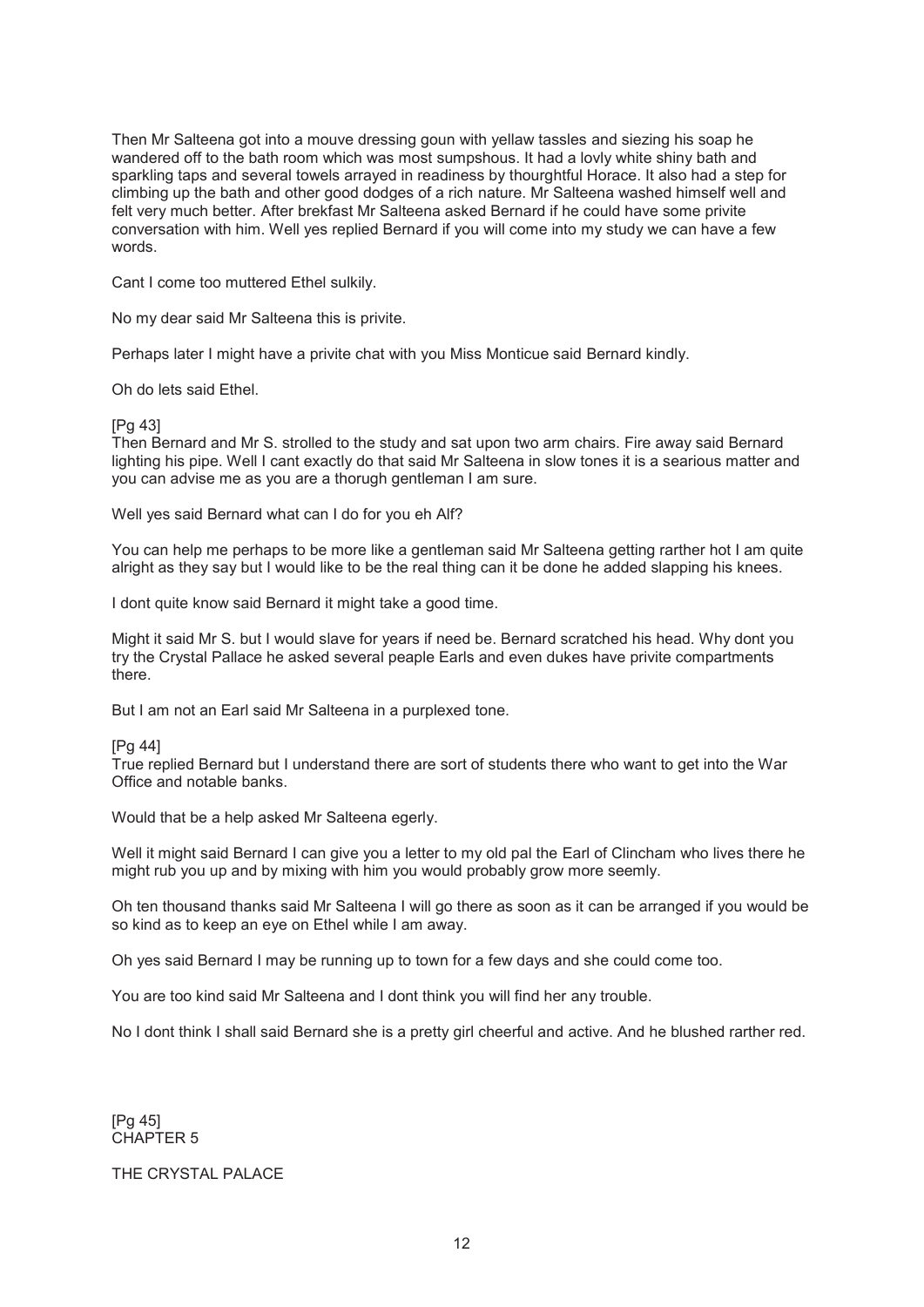Then Mr Salteena got into a mouve dressing goun with yellaw tassles and siezing his soap he wandered off to the bath room which was most sumpshous. It had a lovly white shiny bath and sparkling taps and several towels arrayed in readiness by thourghtful Horace. It also had a step for climbing up the bath and other good dodges of a rich nature. Mr Salteena washed himself well and felt very much better. After brekfast Mr Salteena asked Bernard if he could have some privite conversation with him. Well yes replied Bernard if you will come into my study we can have a few words.

Cant I come too muttered Ethel sulkily.

No my dear said Mr Salteena this is privite.

Perhaps later I might have a privite chat with you Miss Monticue said Bernard kindly.

Oh do lets said Ethel.

[Pg 43]
Then Bernard and Mr S. strolled to the study and sat upon two arm chairs. Fire away said Bernard lighting his pipe. Well I cant exactly do that said Mr Salteena in slow tones it is a searious matter and you can advise me as you are a thorugh gentleman I am sure.

Well yes said Bernard what can I do for you eh Alf?

You can help me perhaps to be more like a gentleman said Mr Salteena getting rarther hot I am quite alright as they say but I would like to be the real thing can it be done he added slapping his knees.

I dont quite know said Bernard it might take a good time.

Might it said Mr S. but I would slave for years if need be. Bernard scratched his head. Why dont you try the Crystal Pallace he asked several peaple Earls and even dukes have privite compartments there.

But I am not an Earl said Mr Salteena in a purplexed tone.

[Pg 44]
True replied Bernard but I understand there are sort of students there who want to get into the War Office and notable banks.

Would that be a help asked Mr Salteena egerly.

Well it might said Bernard I can give you a letter to my old pal the Earl of Clincham who lives there he might rub you up and by mixing with him you would probably grow more seemly.

Oh ten thousand thanks said Mr Salteena I will go there as soon as it can be arranged if you would be so kind as to keep an eye on Ethel while I am away.

Oh yes said Bernard I may be running up to town for a few days and she could come too.

You are too kind said Mr Salteena and I dont think you will find her any trouble.

No I dont think I shall said Bernard she is a pretty girl cheerful and active. And he blushed rarther red.

[Pg 45]
## CHAPTER 5

## THE CRYSTAL PALACE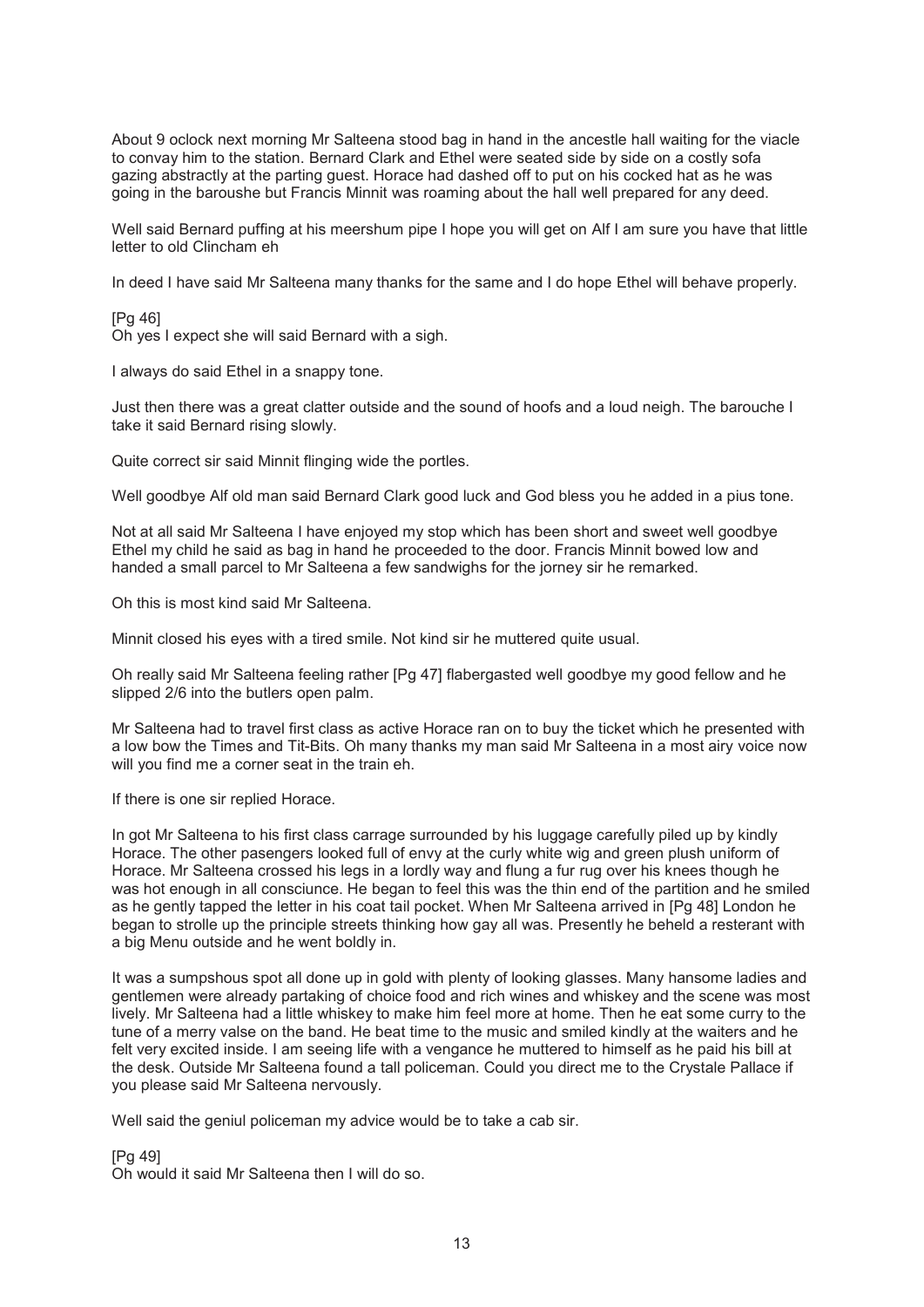About 9 oclock next morning Mr Salteena stood bag in hand in the ancestle hall waiting for the viacle to convay him to the station. Bernard Clark and Ethel were seated side by side on a costly sofa gazing abstractly at the parting guest. Horace had dashed off to put on his cocked hat as he was going in the baroushe but Francis Minnit was roaming about the hall well prepared for any deed.

Well said Bernard puffing at his meershum pipe I hope you will get on Alf I am sure you have that little letter to old Clincham eh

In deed I have said Mr Salteena many thanks for the same and I do hope Ethel will behave properly.

[Pg 46]
Oh yes I expect she will said Bernard with a sigh.

I always do said Ethel in a snappy tone.

Just then there was a great clatter outside and the sound of hoofs and a loud neigh. The barouche I take it said Bernard rising slowly.

Quite correct sir said Minnit flinging wide the portles.

Well goodbye Alf old man said Bernard Clark good luck and God bless you he added in a pius tone.

Not at all said Mr Salteena I have enjoyed my stop which has been short and sweet well goodbye Ethel my child he said as bag in hand he proceeded to the door. Francis Minnit bowed low and handed a small parcel to Mr Salteena a few sandwighs for the jorney sir he remarked.

Oh this is most kind said Mr Salteena.

Minnit closed his eyes with a tired smile. Not kind sir he muttered quite usual.

Oh really said Mr Salteena feeling rather [Pg 47] flabergasted well goodbye my good fellow and he slipped 2/6 into the butlers open palm.

Mr Salteena had to travel first class as active Horace ran on to buy the ticket which he presented with a low bow the Times and Tit-Bits. Oh many thanks my man said Mr Salteena in a most airy voice now will you find me a corner seat in the train eh.

If there is one sir replied Horace.

In got Mr Salteena to his first class carrage surrounded by his luggage carefully piled up by kindly Horace. The other pasengers looked full of envy at the curly white wig and green plush uniform of Horace. Mr Salteena crossed his legs in a lordly way and flung a fur rug over his knees though he was hot enough in all consciunce. He began to feel this was the thin end of the partition and he smiled as he gently tapped the letter in his coat tail pocket. When Mr Salteena arrived in [Pg 48] London he began to strolle up the principle streets thinking how gay all was. Presently he beheld a resterant with a big Menu outside and he went boldly in.

It was a sumpshous spot all done up in gold with plenty of looking glasses. Many hansome ladies and gentlemen were already partaking of choice food and rich wines and whiskey and the scene was most lively. Mr Salteena had a little whiskey to make him feel more at home. Then he eat some curry to the tune of a merry valse on the band. He beat time to the music and smiled kindly at the waiters and he felt very excited inside. I am seeing life with a vengance he muttered to himself as he paid his bill at the desk. Outside Mr Salteena found a tall policeman. Could you direct me to the Crystale Pallace if you please said Mr Salteena nervously.

Well said the geniul policeman my advice would be to take a cab sir.

[Pg 49]
Oh would it said Mr Salteena then I will do so.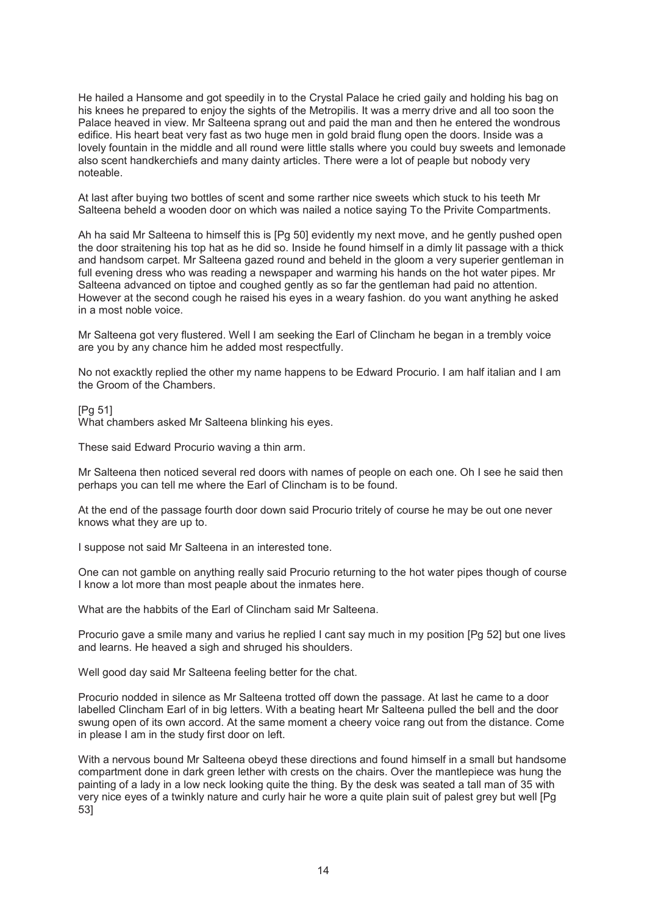He hailed a Hansome and got speedily in to the Crystal Palace he cried gaily and holding his bag on his knees he prepared to enjoy the sights of the Metropilis. It was a merry drive and all too soon the Palace heaved in view. Mr Salteena sprang out and paid the man and then he entered the wondrous edifice. His heart beat very fast as two huge men in gold braid flung open the doors. Inside was a lovely fountain in the middle and all round were little stalls where you could buy sweets and lemonade also scent handkerchiefs and many dainty articles. There were a lot of peaple but nobody very noteable.

At last after buying two bottles of scent and some rarther nice sweets which stuck to his teeth Mr Salteena beheld a wooden door on which was nailed a notice saying To the Privite Compartments.

Ah ha said Mr Salteena to himself this is [Pg 50] evidently my next move, and he gently pushed open the door straitening his top hat as he did so. Inside he found himself in a dimly lit passage with a thick and handsom carpet. Mr Salteena gazed round and beheld in the gloom a very superier gentleman in full evening dress who was reading a newspaper and warming his hands on the hot water pipes. Mr Salteena advanced on tiptoe and coughed gently as so far the gentleman had paid no attention. However at the second cough he raised his eyes in a weary fashion. do you want anything he asked in a most noble voice.

Mr Salteena got very flustered. Well I am seeking the Earl of Clincham he began in a trembly voice are you by any chance him he added most respectfully.

No not exacktly replied the other my name happens to be Edward Procurio. I am half italian and I am the Groom of the Chambers.

[Pg 51]
What chambers asked Mr Salteena blinking his eyes.

These said Edward Procurio waving a thin arm.

Mr Salteena then noticed several red doors with names of people on each one. Oh I see he said then perhaps you can tell me where the Earl of Clincham is to be found.

At the end of the passage fourth door down said Procurio tritely of course he may be out one never knows what they are up to.

I suppose not said Mr Salteena in an interested tone.

One can not gamble on anything really said Procurio returning to the hot water pipes though of course I know a lot more than most peaple about the inmates here.

What are the habbits of the Earl of Clincham said Mr Salteena.

Procurio gave a smile many and varius he replied I cant say much in my position [Pg 52] but one lives and learns. He heaved a sigh and shruged his shoulders.

Well good day said Mr Salteena feeling better for the chat.

Procurio nodded in silence as Mr Salteena trotted off down the passage. At last he came to a door labelled Clincham Earl of in big letters. With a beating heart Mr Salteena pulled the bell and the door swung open of its own accord. At the same moment a cheery voice rang out from the distance. Come in please I am in the study first door on left.

With a nervous bound Mr Salteena obeyd these directions and found himself in a small but handsome compartment done in dark green lether with crests on the chairs. Over the mantlepiece was hung the painting of a lady in a low neck looking quite the thing. By the desk was seated a tall man of 35 with very nice eyes of a twinkly nature and curly hair he wore a quite plain suit of palest grey but well [Pg 53]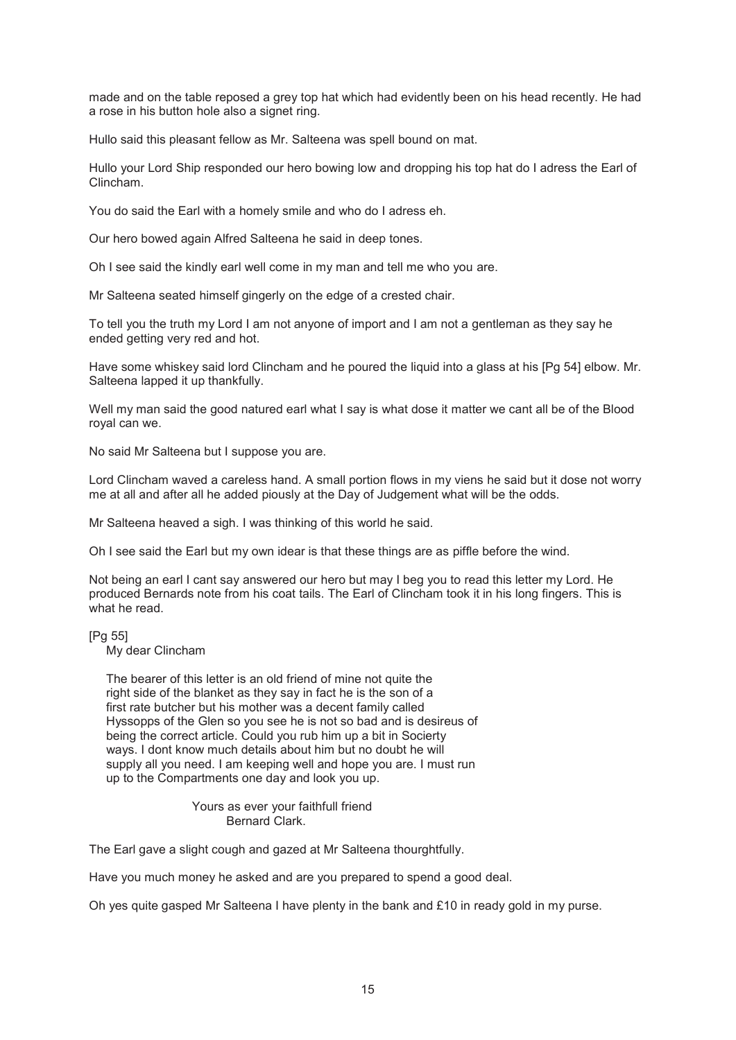made and on the table reposed a grey top hat which had evidently been on his head recently. He had a rose in his button hole also a signet ring.

Hullo said this pleasant fellow as Mr. Salteena was spell bound on mat.

Hullo your Lord Ship responded our hero bowing low and dropping his top hat do I adress the Earl of Clincham.

You do said the Earl with a homely smile and who do I adress eh.

Our hero bowed again Alfred Salteena he said in deep tones.

Oh I see said the kindly earl well come in my man and tell me who you are.

Mr Salteena seated himself gingerly on the edge of a crested chair.

To tell you the truth my Lord I am not anyone of import and I am not a gentleman as they say he ended getting very red and hot.

Have some whiskey said lord Clincham and he poured the liquid into a glass at his [Pg 54] elbow. Mr. Salteena lapped it up thankfully.

Well my man said the good natured earl what I say is what dose it matter we cant all be of the Blood royal can we.

No said Mr Salteena but I suppose you are.

Lord Clincham waved a careless hand. A small portion flows in my viens he said but it dose not worry me at all and after all he added piously at the Day of Judgement what will be the odds.

Mr Salteena heaved a sigh. I was thinking of this world he said.

Oh I see said the Earl but my own idear is that these things are as piffle before the wind.

Not being an earl I cant say answered our hero but may I beg you to read this letter my Lord. He produced Bernards note from his coat tails. The Earl of Clincham took it in his long fingers. This is what he read.

[Pg 55]

> My dear Clincham
>
> The bearer of this letter is an old friend of mine not quite the right side of the blanket as they say in fact he is the son of a first rate butcher but his mother was a decent family called Hyssopps of the Glen so you see he is not so bad and is desireus of being the correct article. Could you rub him up a bit in Socierty ways. I dont know much details about him but no doubt he will supply all you need. I am keeping well and hope you are. I must run up to the Compartments one day and look you up.
>
> Yours as ever your faithfull friend
> Bernard Clark.

The Earl gave a slight cough and gazed at Mr Salteena thourghtfully.

Have you much money he asked and are you prepared to spend a good deal.

Oh yes quite gasped Mr Salteena I have plenty in the bank and £10 in ready gold in my purse.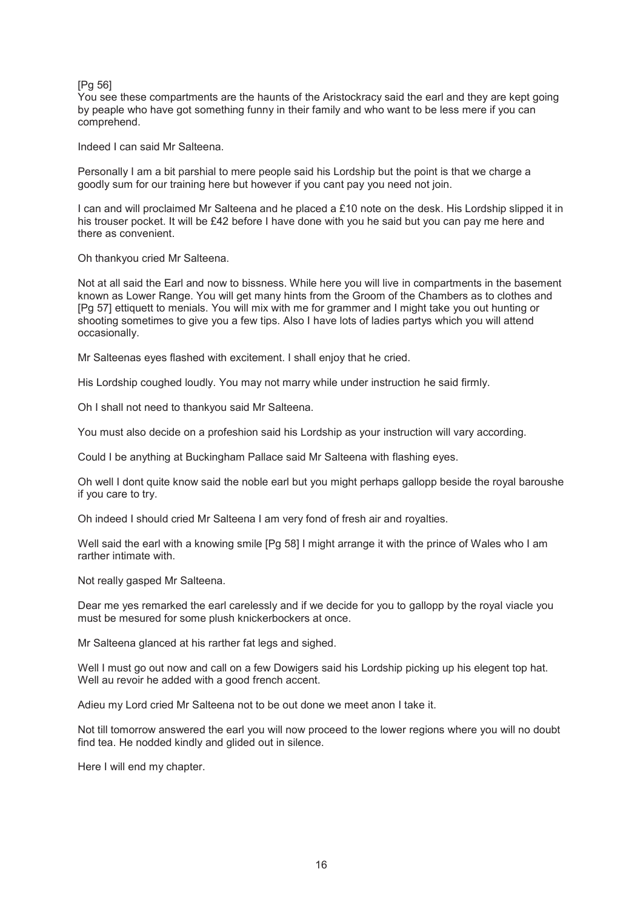[Pg 56]
You see these compartments are the haunts of the Aristockracy said the earl and they are kept going by peaple who have got something funny in their family and who want to be less mere if you can comprehend.

Indeed I can said Mr Salteena.

Personally I am a bit parshial to mere people said his Lordship but the point is that we charge a goodly sum for our training here but however if you cant pay you need not join.

I can and will proclaimed Mr Salteena and he placed a £10 note on the desk. His Lordship slipped it in his trouser pocket. It will be £42 before I have done with you he said but you can pay me here and there as convenient.

Oh thankyou cried Mr Salteena.

Not at all said the Earl and now to bissness. While here you will live in compartments in the basement known as Lower Range. You will get many hints from the Groom of the Chambers as to clothes and [Pg 57] ettiquett to menials. You will mix with me for grammer and I might take you out hunting or shooting sometimes to give you a few tips. Also I have lots of ladies partys which you will attend occasionally.

Mr Salteenas eyes flashed with excitement. I shall enjoy that he cried.

His Lordship coughed loudly. You may not marry while under instruction he said firmly.

Oh I shall not need to thankyou said Mr Salteena.

You must also decide on a profeshion said his Lordship as your instruction will vary according.

Could I be anything at Buckingham Pallace said Mr Salteena with flashing eyes.

Oh well I dont quite know said the noble earl but you might perhaps gallopp beside the royal baroushe if you care to try.

Oh indeed I should cried Mr Salteena I am very fond of fresh air and royalties.

Well said the earl with a knowing smile [Pg 58] I might arrange it with the prince of Wales who I am rarther intimate with.

Not really gasped Mr Salteena.

Dear me yes remarked the earl carelessly and if we decide for you to gallopp by the royal viacle you must be mesured for some plush knickerbockers at once.

Mr Salteena glanced at his rarther fat legs and sighed.

Well I must go out now and call on a few Dowigers said his Lordship picking up his elegent top hat. Well au revoir he added with a good french accent.

Adieu my Lord cried Mr Salteena not to be out done we meet anon I take it.

Not till tomorrow answered the earl you will now proceed to the lower regions where you will no doubt find tea. He nodded kindly and glided out in silence.

Here I will end my chapter.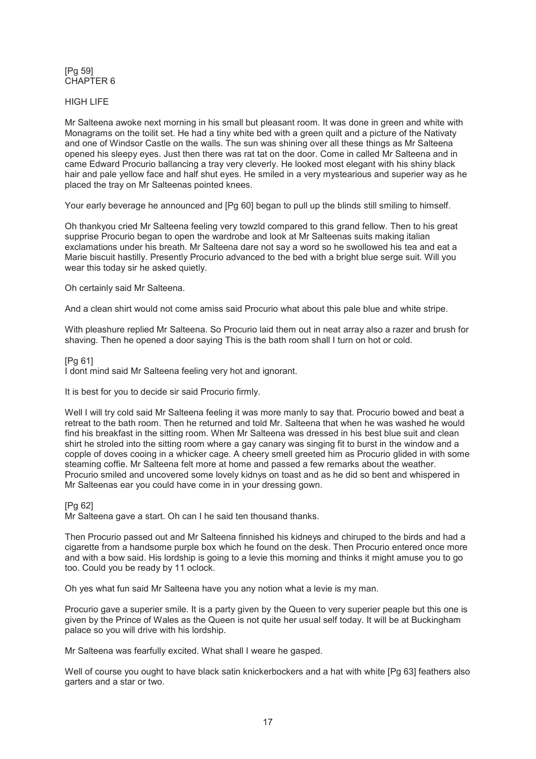[Pg 59]
CHAPTER 6

HIGH LIFE

Mr Salteena awoke next morning in his small but pleasant room. It was done in green and white with Monagrams on the toilit set. He had a tiny white bed with a green quilt and a picture of the Nativaty and one of Windsor Castle on the walls. The sun was shining over all these things as Mr Salteena opened his sleepy eyes. Just then there was rat tat on the door. Come in called Mr Salteena and in came Edward Procurio ballancing a tray very cleverly. He looked most elegant with his shiny black hair and pale yellow face and half shut eyes. He smiled in a very mystearious and superier way as he placed the tray on Mr Salteenas pointed knees.

Your early beverage he announced and [Pg 60] began to pull up the blinds still smiling to himself.

Oh thankyou cried Mr Salteena feeling very towzld compared to this grand fellow. Then to his great supprise Procurio began to open the wardrobe and look at Mr Salteenas suits making italian exclamations under his breath. Mr Salteena dare not say a word so he swollowed his tea and eat a Marie biscuit hastilly. Presently Procurio advanced to the bed with a bright blue serge suit. Will you wear this today sir he asked quietly.

Oh certainly said Mr Salteena.

And a clean shirt would not come amiss said Procurio what about this pale blue and white stripe.

With pleashure replied Mr Salteena. So Procurio laid them out in neat array also a razer and brush for shaving. Then he opened a door saying This is the bath room shall I turn on hot or cold.

[Pg 61]
I dont mind said Mr Salteena feeling very hot and ignorant.

It is best for you to decide sir said Procurio firmly.

Well I will try cold said Mr Salteena feeling it was more manly to say that. Procurio bowed and beat a retreat to the bath room. Then he returned and told Mr. Salteena that when he was washed he would find his breakfast in the sitting room. When Mr Salteena was dressed in his best blue suit and clean shirt he stroled into the sitting room where a gay canary was singing fit to burst in the window and a copple of doves cooing in a whicker cage. A cheery smell greeted him as Procurio glided in with some steaming coffie. Mr Salteena felt more at home and passed a few remarks about the weather. Procurio smiled and uncovered some lovely kidnys on toast and as he did so bent and whispered in Mr Salteenas ear you could have come in in your dressing gown.

[Pg 62]
Mr Salteena gave a start. Oh can I he said ten thousand thanks.

Then Procurio passed out and Mr Salteena finnished his kidneys and chiruped to the birds and had a cigarette from a handsome purple box which he found on the desk. Then Procurio entered once more and with a bow said. His lordship is going to a levie this morning and thinks it might amuse you to go too. Could you be ready by 11 oclock.

Oh yes what fun said Mr Salteena have you any notion what a levie is my man.

Procurio gave a superier smile. It is a party given by the Queen to very superier peaple but this one is given by the Prince of Wales as the Queen is not quite her usual self today. It will be at Buckingham palace so you will drive with his lordship.

Mr Salteena was fearfully excited. What shall I weare he gasped.

Well of course you ought to have black satin knickerbockers and a hat with white [Pg 63] feathers also garters and a star or two.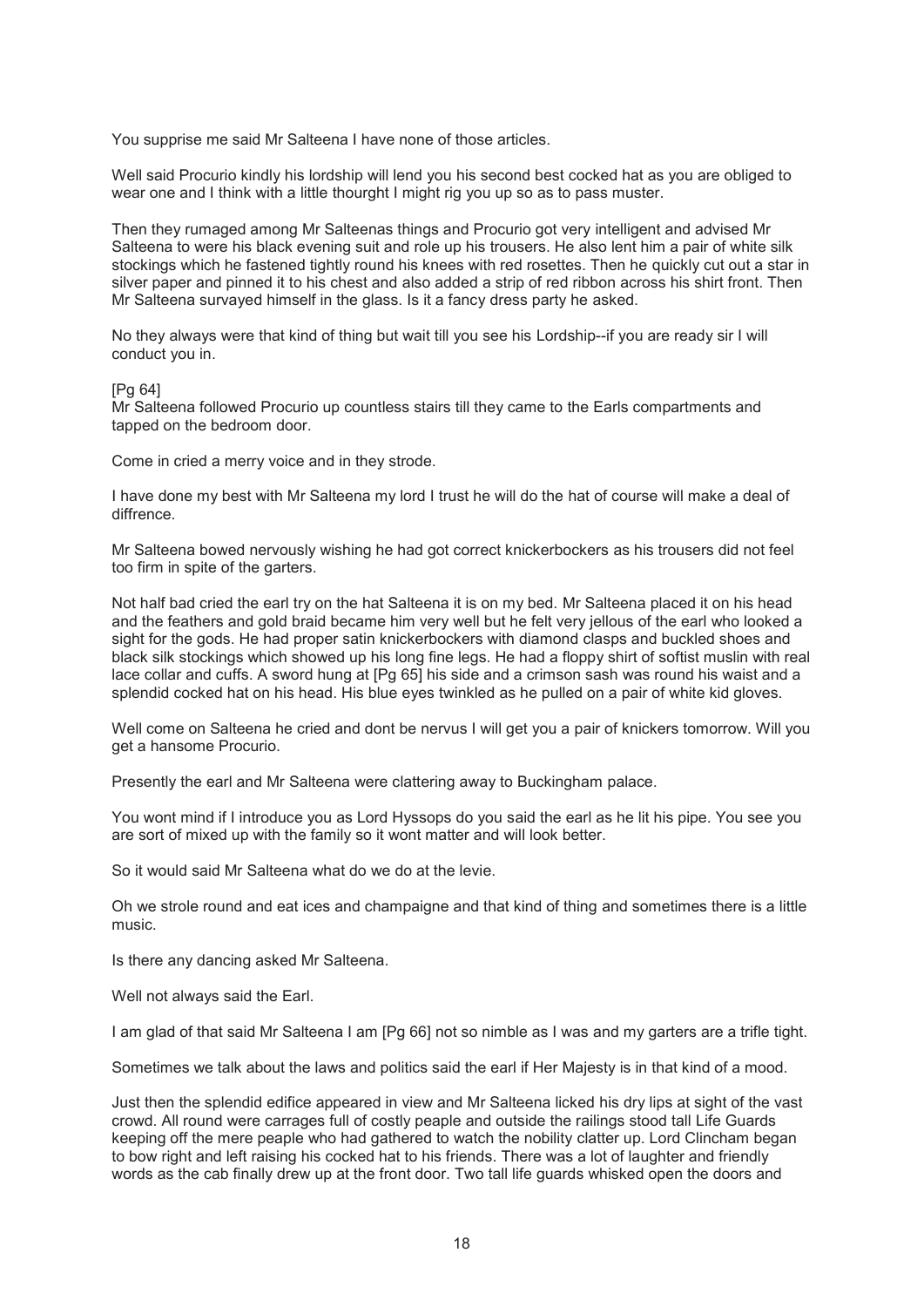You supprise me said Mr Salteena I have none of those articles.

Well said Procurio kindly his lordship will lend you his second best cocked hat as you are obliged to wear one and I think with a little thourght I might rig you up so as to pass muster.

Then they rumaged among Mr Salteenas things and Procurio got very intelligent and advised Mr Salteena to were his black evening suit and role up his trousers. He also lent him a pair of white silk stockings which he fastened tightly round his knees with red rosettes. Then he quickly cut out a star in silver paper and pinned it to his chest and also added a strip of red ribbon across his shirt front. Then Mr Salteena survayed himself in the glass. Is it a fancy dress party he asked.

No they always were that kind of thing but wait till you see his Lordship--if you are ready sir I will conduct you in.

[Pg 64]
Mr Salteena followed Procurio up countless stairs till they came to the Earls compartments and tapped on the bedroom door.

Come in cried a merry voice and in they strode.

I have done my best with Mr Salteena my lord I trust he will do the hat of course will make a deal of diffrence.

Mr Salteena bowed nervously wishing he had got correct knickerbockers as his trousers did not feel too firm in spite of the garters.

Not half bad cried the earl try on the hat Salteena it is on my bed. Mr Salteena placed it on his head and the feathers and gold braid became him very well but he felt very jellous of the earl who looked a sight for the gods. He had proper satin knickerbockers with diamond clasps and buckled shoes and black silk stockings which showed up his long fine legs. He had a floppy shirt of softist muslin with real lace collar and cuffs. A sword hung at [Pg 65] his side and a crimson sash was round his waist and a splendid cocked hat on his head. His blue eyes twinkled as he pulled on a pair of white kid gloves.

Well come on Salteena he cried and dont be nervus I will get you a pair of knickers tomorrow. Will you get a hansome Procurio.

Presently the earl and Mr Salteena were clattering away to Buckingham palace.

You wont mind if I introduce you as Lord Hyssops do you said the earl as he lit his pipe. You see you are sort of mixed up with the family so it wont matter and will look better.

So it would said Mr Salteena what do we do at the levie.

Oh we strole round and eat ices and champaigne and that kind of thing and sometimes there is a little music.

Is there any dancing asked Mr Salteena.

Well not always said the Earl.

I am glad of that said Mr Salteena I am [Pg 66] not so nimble as I was and my garters are a trifle tight.

Sometimes we talk about the laws and politics said the earl if Her Majesty is in that kind of a mood.

Just then the splendid edifice appeared in view and Mr Salteena licked his dry lips at sight of the vast crowd. All round were carrages full of costly peaple and outside the railings stood tall Life Guards keeping off the mere peaple who had gathered to watch the nobility clatter up. Lord Clincham began to bow right and left raising his cocked hat to his friends. There was a lot of laughter and friendly words as the cab finally drew up at the front door. Two tall life guards whisked open the doors and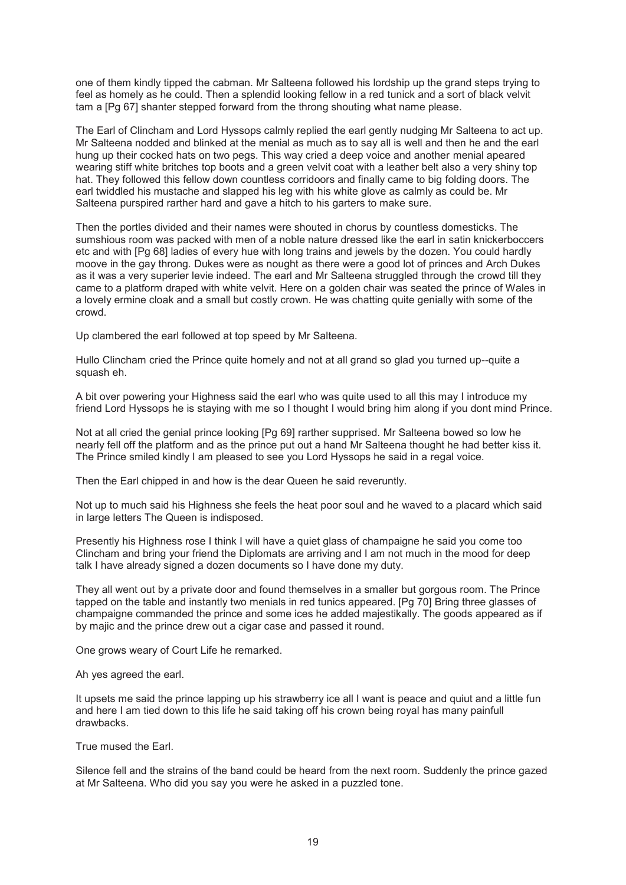one of them kindly tipped the cabman. Mr Salteena followed his lordship up the grand steps trying to feel as homely as he could. Then a splendid looking fellow in a red tunick and a sort of black velvit tam a [Pg 67] shanter stepped forward from the throng shouting what name please.

The Earl of Clincham and Lord Hyssops calmly replied the earl gently nudging Mr Salteena to act up. Mr Salteena nodded and blinked at the menial as much as to say all is well and then he and the earl hung up their cocked hats on two pegs. This way cried a deep voice and another menial apeared wearing stiff white britches top boots and a green velvit coat with a leather belt also a very shiny top hat. They followed this fellow down countless corridoors and finally came to big folding doors. The earl twiddled his mustache and slapped his leg with his white glove as calmly as could be. Mr Salteena purspired rarther hard and gave a hitch to his garters to make sure.

Then the portles divided and their names were shouted in chorus by countless domesticks. The sumshious room was packed with men of a noble nature dressed like the earl in satin knickerboccers etc and with [Pg 68] ladies of every hue with long trains and jewels by the dozen. You could hardly moove in the gay throng. Dukes were as nought as there were a good lot of princes and Arch Dukes as it was a very superier levie indeed. The earl and Mr Salteena struggled through the crowd till they came to a platform draped with white velvit. Here on a golden chair was seated the prince of Wales in a lovely ermine cloak and a small but costly crown. He was chatting quite genially with some of the crowd.

Up clambered the earl followed at top speed by Mr Salteena.

Hullo Clincham cried the Prince quite homely and not at all grand so glad you turned up--quite a squash eh.

A bit over powering your Highness said the earl who was quite used to all this may I introduce my friend Lord Hyssops he is staying with me so I thought I would bring him along if you dont mind Prince.

Not at all cried the genial prince looking [Pg 69] rarther supprised. Mr Salteena bowed so low he nearly fell off the platform and as the prince put out a hand Mr Salteena thought he had better kiss it. The Prince smiled kindly I am pleased to see you Lord Hyssops he said in a regal voice.

Then the Earl chipped in and how is the dear Queen he said reveruntly.

Not up to much said his Highness she feels the heat poor soul and he waved to a placard which said in large letters The Queen is indisposed.

Presently his Highness rose I think I will have a quiet glass of champaigne he said you come too Clincham and bring your friend the Diplomats are arriving and I am not much in the mood for deep talk I have already signed a dozen documents so I have done my duty.

They all went out by a private door and found themselves in a smaller but gorgous room. The Prince tapped on the table and instantly two menials in red tunics appeared. [Pg 70] Bring three glasses of champaigne commanded the prince and some ices he added majestikally. The goods appeared as if by majic and the prince drew out a cigar case and passed it round.

One grows weary of Court Life he remarked.

Ah yes agreed the earl.

It upsets me said the prince lapping up his strawberry ice all I want is peace and quiut and a little fun and here I am tied down to this life he said taking off his crown being royal has many painfull drawbacks.

True mused the Earl.

Silence fell and the strains of the band could be heard from the next room. Suddenly the prince gazed at Mr Salteena. Who did you say you were he asked in a puzzled tone.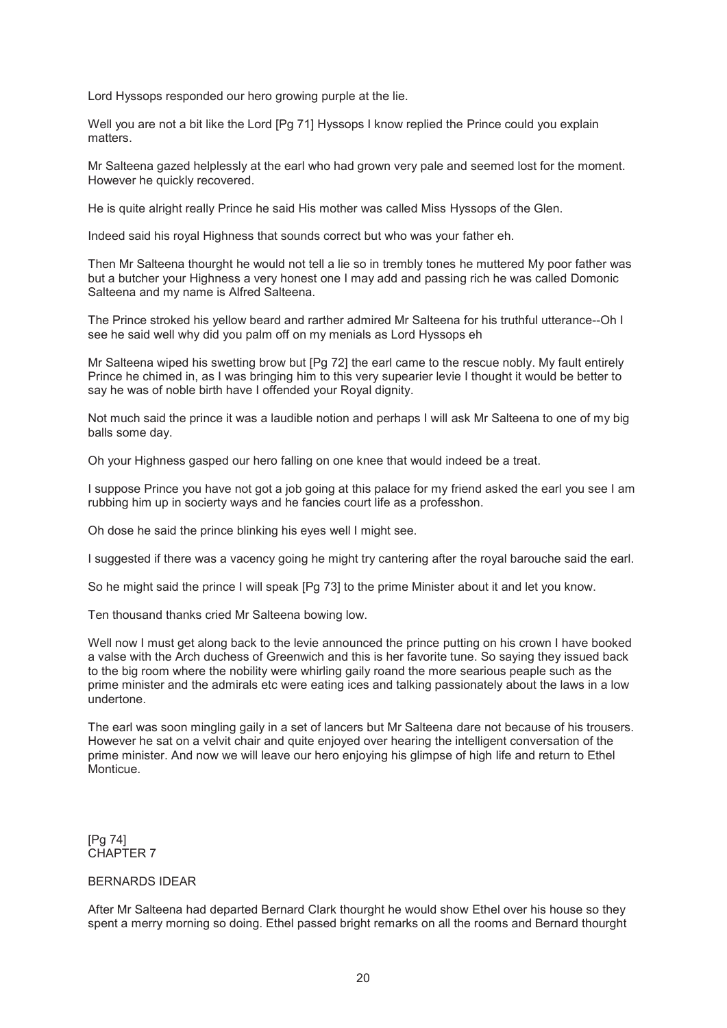Lord Hyssops responded our hero growing purple at the lie.

Well you are not a bit like the Lord [Pg 71] Hyssops I know replied the Prince could you explain matters.

Mr Salteena gazed helplessly at the earl who had grown very pale and seemed lost for the moment. However he quickly recovered.

He is quite alright really Prince he said His mother was called Miss Hyssops of the Glen.

Indeed said his royal Highness that sounds correct but who was your father eh.

Then Mr Salteena thourght he would not tell a lie so in trembly tones he muttered My poor father was but a butcher your Highness a very honest one I may add and passing rich he was called Domonic Salteena and my name is Alfred Salteena.

The Prince stroked his yellow beard and rarther admired Mr Salteena for his truthful utterance--Oh I see he said well why did you palm off on my menials as Lord Hyssops eh

Mr Salteena wiped his swetting brow but [Pg 72] the earl came to the rescue nobly. My fault entirely Prince he chimed in, as I was bringing him to this very supearier levie I thought it would be better to say he was of noble birth have I offended your Royal dignity.

Not much said the prince it was a laudible notion and perhaps I will ask Mr Salteena to one of my big balls some day.

Oh your Highness gasped our hero falling on one knee that would indeed be a treat.

I suppose Prince you have not got a job going at this palace for my friend asked the earl you see I am rubbing him up in socierty ways and he fancies court life as a professhon.

Oh dose he said the prince blinking his eyes well I might see.

I suggested if there was a vacency going he might try cantering after the royal barouche said the earl.

So he might said the prince I will speak [Pg 73] to the prime Minister about it and let you know.

Ten thousand thanks cried Mr Salteena bowing low.

Well now I must get along back to the levie announced the prince putting on his crown I have booked a valse with the Arch duchess of Greenwich and this is her favorite tune. So saying they issued back to the big room where the nobility were whirling gaily roand the more searious peaple such as the prime minister and the admirals etc were eating ices and talking passionately about the laws in a low undertone.

The earl was soon mingling gaily in a set of lancers but Mr Salteena dare not because of his trousers. However he sat on a velvit chair and quite enjoyed over hearing the intelligent conversation of the prime minister. And now we will leave our hero enjoying his glimpse of high life and return to Ethel Monticue.

[Pg 74]

## CHAPTER 7

### BERNARDS IDEAR

After Mr Salteena had departed Bernard Clark thourght he would show Ethel over his house so they spent a merry morning so doing. Ethel passed bright remarks on all the rooms and Bernard thourght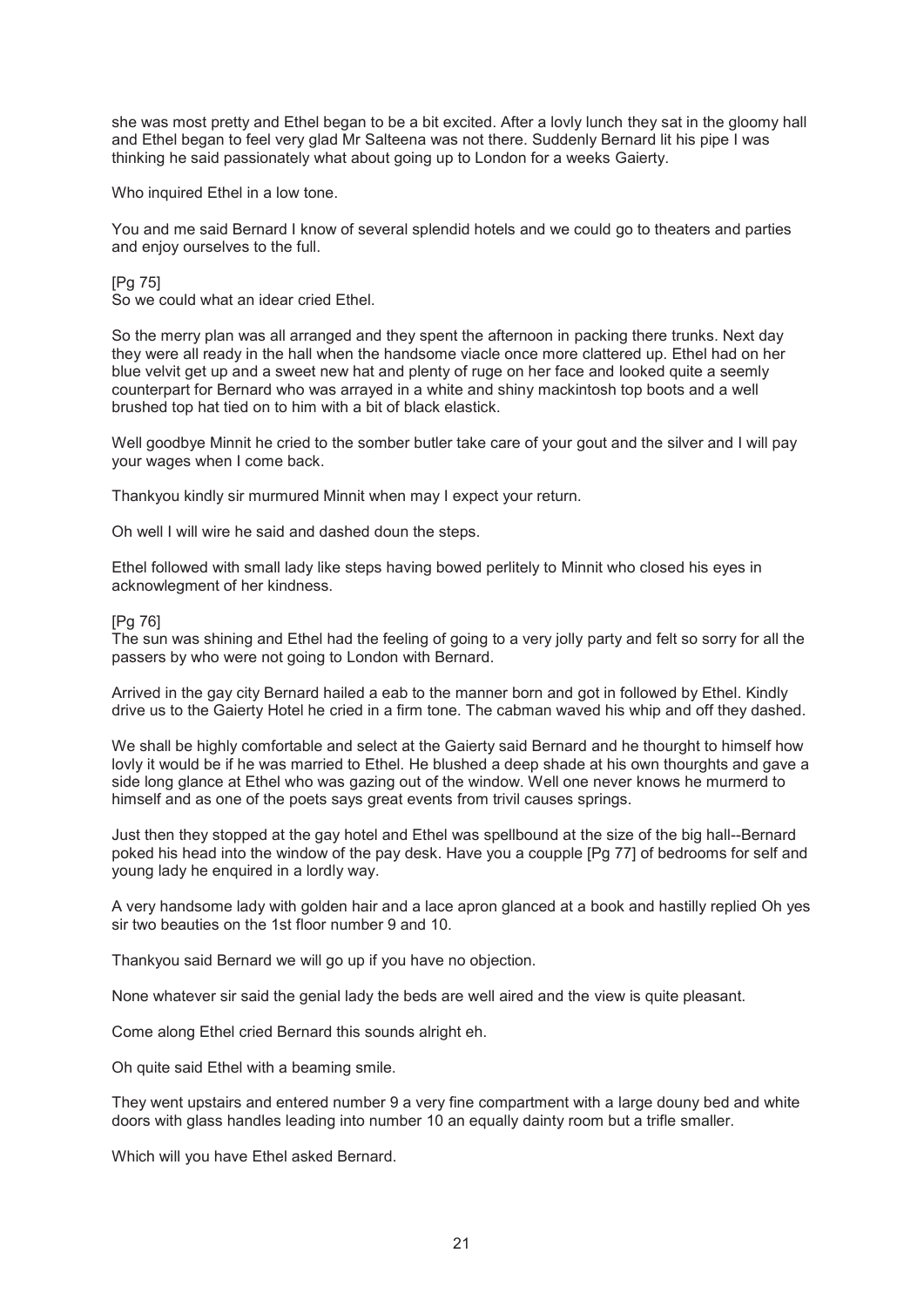she was most pretty and Ethel began to be a bit excited. After a lovly lunch they sat in the gloomy hall and Ethel began to feel very glad Mr Salteena was not there. Suddenly Bernard lit his pipe I was thinking he said passionately what about going up to London for a weeks Gaierty.

Who inquired Ethel in a low tone.

You and me said Bernard I know of several splendid hotels and we could go to theaters and parties and enjoy ourselves to the full.

[Pg 75]
So we could what an idear cried Ethel.

So the merry plan was all arranged and they spent the afternoon in packing there trunks. Next day they were all ready in the hall when the handsome viacle once more clattered up. Ethel had on her blue velvit get up and a sweet new hat and plenty of ruge on her face and looked quite a seemly counterpart for Bernard who was arrayed in a white and shiny mackintosh top boots and a well brushed top hat tied on to him with a bit of black elastick.

Well goodbye Minnit he cried to the somber butler take care of your gout and the silver and I will pay your wages when I come back.

Thankyou kindly sir murmured Minnit when may I expect your return.

Oh well I will wire he said and dashed doun the steps.

Ethel followed with small lady like steps having bowed perlitely to Minnit who closed his eyes in acknowlegment of her kindness.

[Pg 76]
The sun was shining and Ethel had the feeling of going to a very jolly party and felt so sorry for all the passers by who were not going to London with Bernard.

Arrived in the gay city Bernard hailed a eab to the manner born and got in followed by Ethel. Kindly drive us to the Gaierty Hotel he cried in a firm tone. The cabman waved his whip and off they dashed.

We shall be highly comfortable and select at the Gaierty said Bernard and he thourght to himself how lovly it would be if he was married to Ethel. He blushed a deep shade at his own thourghts and gave a side long glance at Ethel who was gazing out of the window. Well one never knows he murmerd to himself and as one of the poets says great events from trivil causes springs.

Just then they stopped at the gay hotel and Ethel was spellbound at the size of the big hall--Bernard poked his head into the window of the pay desk. Have you a coupple [Pg 77] of bedrooms for self and young lady he enquired in a lordly way.

A very handsome lady with golden hair and a lace apron glanced at a book and hastilly replied Oh yes sir two beauties on the 1st floor number 9 and 10.

Thankyou said Bernard we will go up if you have no objection.

None whatever sir said the genial lady the beds are well aired and the view is quite pleasant.

Come along Ethel cried Bernard this sounds alright eh.

Oh quite said Ethel with a beaming smile.

They went upstairs and entered number 9 a very fine compartment with a large douny bed and white doors with glass handles leading into number 10 an equally dainty room but a trifle smaller.

Which will you have Ethel asked Bernard.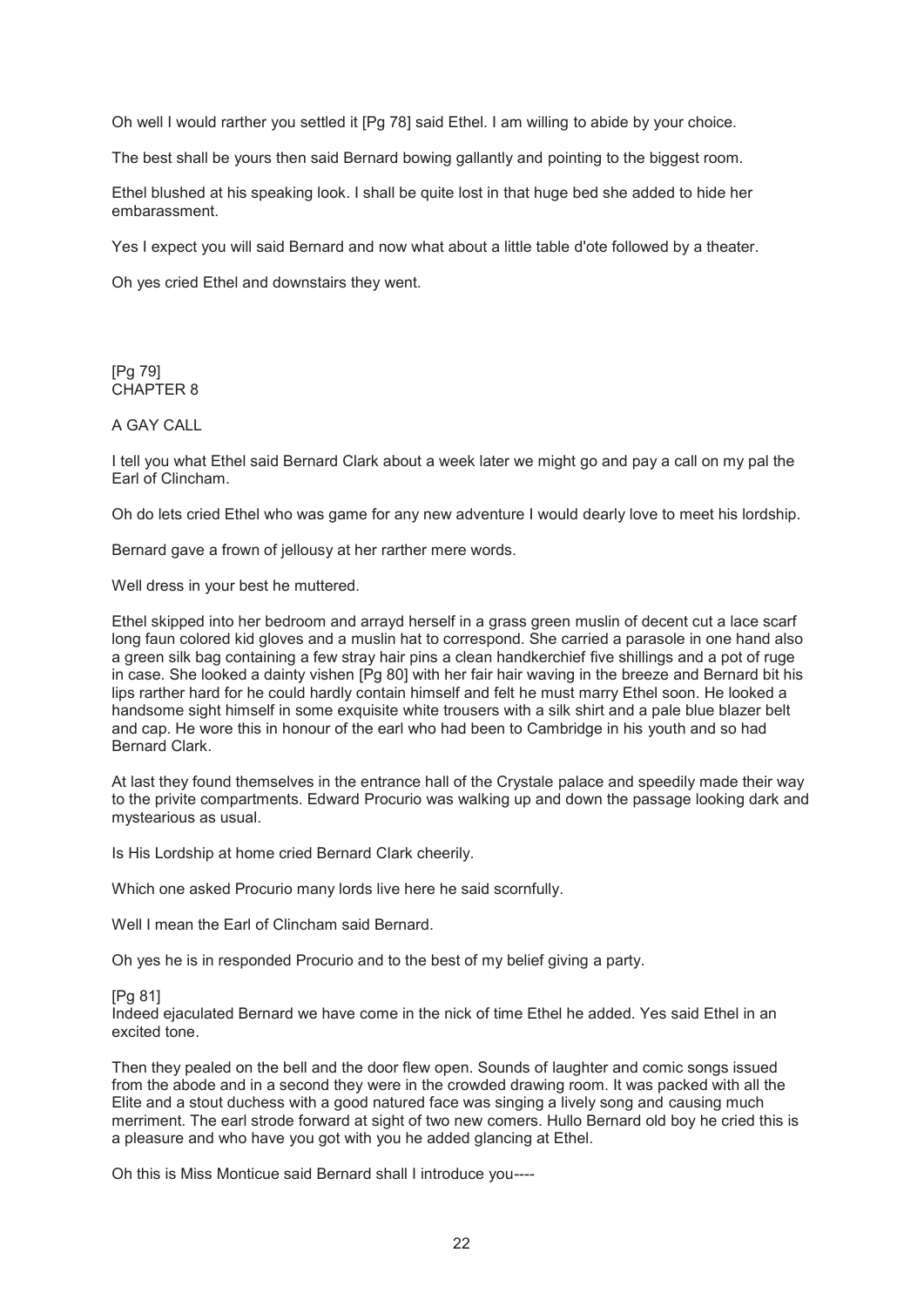Oh well I would rarther you settled it [Pg 78] said Ethel. I am willing to abide by your choice.

The best shall be yours then said Bernard bowing gallantly and pointing to the biggest room.

Ethel blushed at his speaking look. I shall be quite lost in that huge bed she added to hide her embarassment.

Yes I expect you will said Bernard and now what about a little table d'ote followed by a theater.

Oh yes cried Ethel and downstairs they went.

[Pg 79]
## CHAPTER 8

### A GAY CALL

I tell you what Ethel said Bernard Clark about a week later we might go and pay a call on my pal the Earl of Clincham.

Oh do lets cried Ethel who was game for any new adventure I would dearly love to meet his lordship.

Bernard gave a frown of jellousy at her rarther mere words.

Well dress in your best he muttered.

Ethel skipped into her bedroom and arrayd herself in a grass green muslin of decent cut a lace scarf long faun colored kid gloves and a muslin hat to correspond. She carried a parasole in one hand also a green silk bag containing a few stray hair pins a clean handkerchief five shillings and a pot of ruge in case. She looked a dainty vishen [Pg 80] with her fair hair waving in the breeze and Bernard bit his lips rarther hard for he could hardly contain himself and felt he must marry Ethel soon. He looked a handsome sight himself in some exquisite white trousers with a silk shirt and a pale blue blazer belt and cap. He wore this in honour of the earl who had been to Cambridge in his youth and so had Bernard Clark.

At last they found themselves in the entrance hall of the Crystale palace and speedily made their way to the privite compartments. Edward Procurio was walking up and down the passage looking dark and mystearious as usual.

Is His Lordship at home cried Bernard Clark cheerily.

Which one asked Procurio many lords live here he said scornfully.

Well I mean the Earl of Clincham said Bernard.

Oh yes he is in responded Procurio and to the best of my belief giving a party.

[Pg 81]
Indeed ejaculated Bernard we have come in the nick of time Ethel he added. Yes said Ethel in an excited tone.

Then they pealed on the bell and the door flew open. Sounds of laughter and comic songs issued from the abode and in a second they were in the crowded drawing room. It was packed with all the Elite and a stout duchess with a good natured face was singing a lively song and causing much merriment. The earl strode forward at sight of two new comers. Hullo Bernard old boy he cried this is a pleasure and who have you got with you he added glancing at Ethel.

Oh this is Miss Monticue said Bernard shall I introduce you----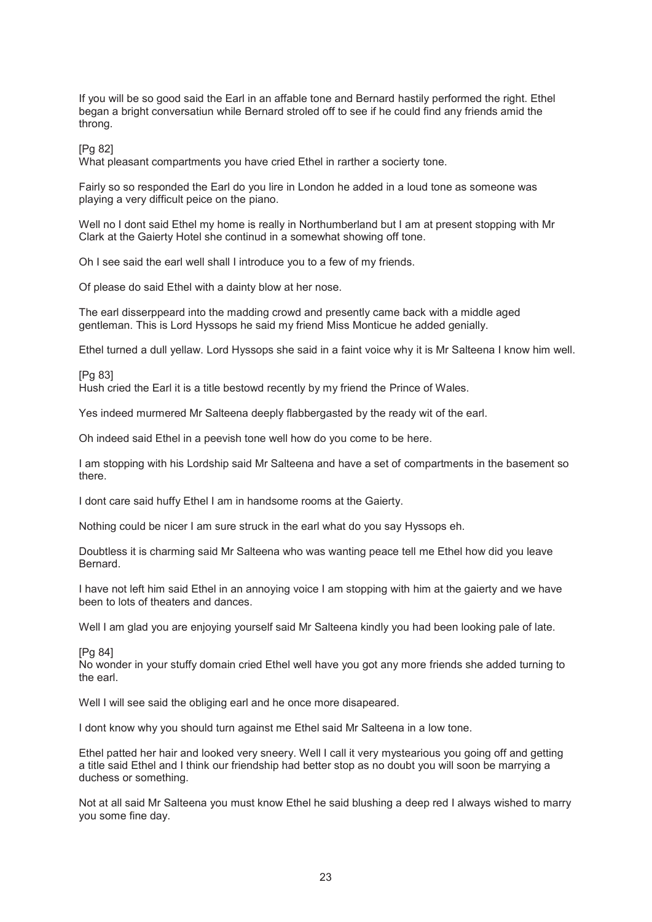If you will be so good said the Earl in an affable tone and Bernard hastily performed the right. Ethel began a bright conversatiun while Bernard stroled off to see if he could find any friends amid the throng.

[Pg 82]
What pleasant compartments you have cried Ethel in rarther a socierty tone.

Fairly so so responded the Earl do you lire in London he added in a loud tone as someone was playing a very difficult peice on the piano.

Well no I dont said Ethel my home is really in Northumberland but I am at present stopping with Mr Clark at the Gaierty Hotel she continud in a somewhat showing off tone.

Oh I see said the earl well shall I introduce you to a few of my friends.

Of please do said Ethel with a dainty blow at her nose.

The earl disserppeard into the madding crowd and presently came back with a middle aged gentleman. This is Lord Hyssops he said my friend Miss Monticue he added genially.

Ethel turned a dull yellaw. Lord Hyssops she said in a faint voice why it is Mr Salteena I know him well.

[Pg 83]
Hush cried the Earl it is a title bestowd recently by my friend the Prince of Wales.

Yes indeed murmered Mr Salteena deeply flabbergasted by the ready wit of the earl.

Oh indeed said Ethel in a peevish tone well how do you come to be here.

I am stopping with his Lordship said Mr Salteena and have a set of compartments in the basement so there.

I dont care said huffy Ethel I am in handsome rooms at the Gaierty.

Nothing could be nicer I am sure struck in the earl what do you say Hyssops eh.

Doubtless it is charming said Mr Salteena who was wanting peace tell me Ethel how did you leave Bernard.

I have not left him said Ethel in an annoying voice I am stopping with him at the gaierty and we have been to lots of theaters and dances.

Well I am glad you are enjoying yourself said Mr Salteena kindly you had been looking pale of late.

[Pg 84]
No wonder in your stuffy domain cried Ethel well have you got any more friends she added turning to the earl.

Well I will see said the obliging earl and he once more disapeared.

I dont know why you should turn against me Ethel said Mr Salteena in a low tone.

Ethel patted her hair and looked very sneery. Well I call it very mystearious you going off and getting a title said Ethel and I think our friendship had better stop as no doubt you will soon be marrying a duchess or something.

Not at all said Mr Salteena you must know Ethel he said blushing a deep red I always wished to marry you some fine day.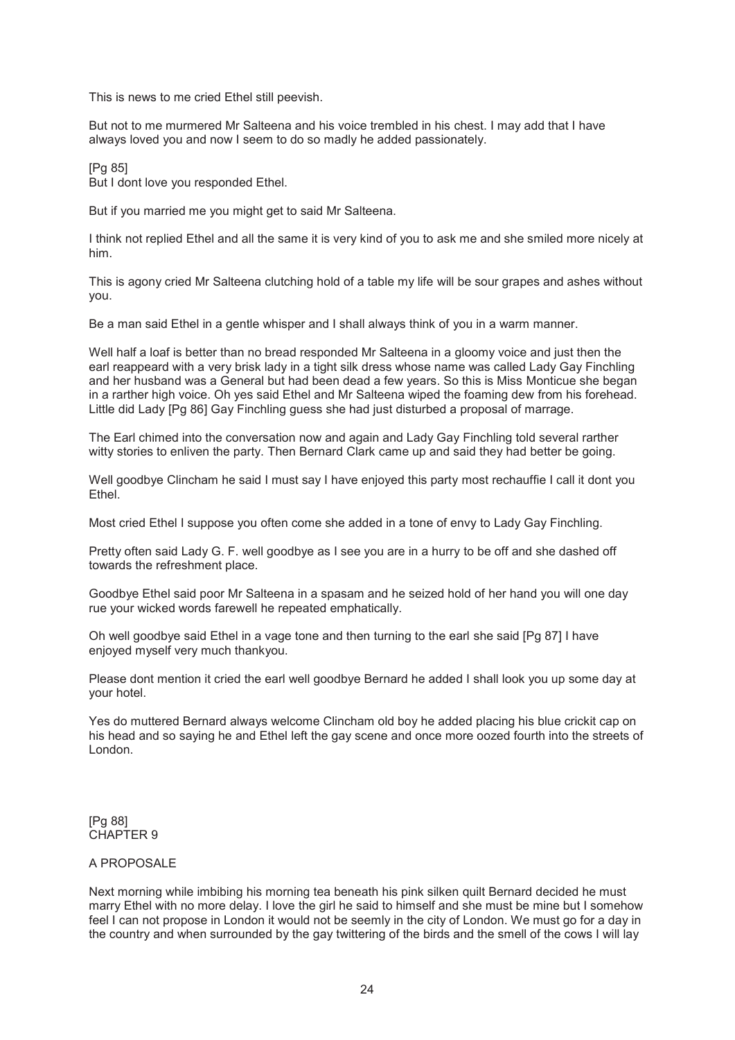This is news to me cried Ethel still peevish.

But not to me murmered Mr Salteena and his voice trembled in his chest. I may add that I have always loved you and now I seem to do so madly he added passionately.

[Pg 85]
But I dont love you responded Ethel.

But if you married me you might get to said Mr Salteena.

I think not replied Ethel and all the same it is very kind of you to ask me and she smiled more nicely at him.

This is agony cried Mr Salteena clutching hold of a table my life will be sour grapes and ashes without you.

Be a man said Ethel in a gentle whisper and I shall always think of you in a warm manner.

Well half a loaf is better than no bread responded Mr Salteena in a gloomy voice and just then the earl reappeard with a very brisk lady in a tight silk dress whose name was called Lady Gay Finchling and her husband was a General but had been dead a few years. So this is Miss Monticue she began in a rarther high voice. Oh yes said Ethel and Mr Salteena wiped the foaming dew from his forehead. Little did Lady [Pg 86] Gay Finchling guess she had just disturbed a proposal of marrage.

The Earl chimed into the conversation now and again and Lady Gay Finchling told several rarther witty stories to enliven the party. Then Bernard Clark came up and said they had better be going.

Well goodbye Clincham he said I must say I have enjoyed this party most rechauffie I call it dont you Ethel.

Most cried Ethel I suppose you often come she added in a tone of envy to Lady Gay Finchling.

Pretty often said Lady G. F. well goodbye as I see you are in a hurry to be off and she dashed off towards the refreshment place.

Goodbye Ethel said poor Mr Salteena in a spasam and he seized hold of her hand you will one day rue your wicked words farewell he repeated emphatically.

Oh well goodbye said Ethel in a vage tone and then turning to the earl she said [Pg 87] I have enjoyed myself very much thankyou.

Please dont mention it cried the earl well goodbye Bernard he added I shall look you up some day at your hotel.

Yes do muttered Bernard always welcome Clincham old boy he added placing his blue crickit cap on his head and so saying he and Ethel left the gay scene and once more oozed fourth into the streets of London.

[Pg 88]

## CHAPTER 9

### A PROPOSALE

Next morning while imbibing his morning tea beneath his pink silken quilt Bernard decided he must marry Ethel with no more delay. I love the girl he said to himself and she must be mine but I somehow feel I can not propose in London it would not be seemly in the city of London. We must go for a day in the country and when surrounded by the gay twittering of the birds and the smell of the cows I will lay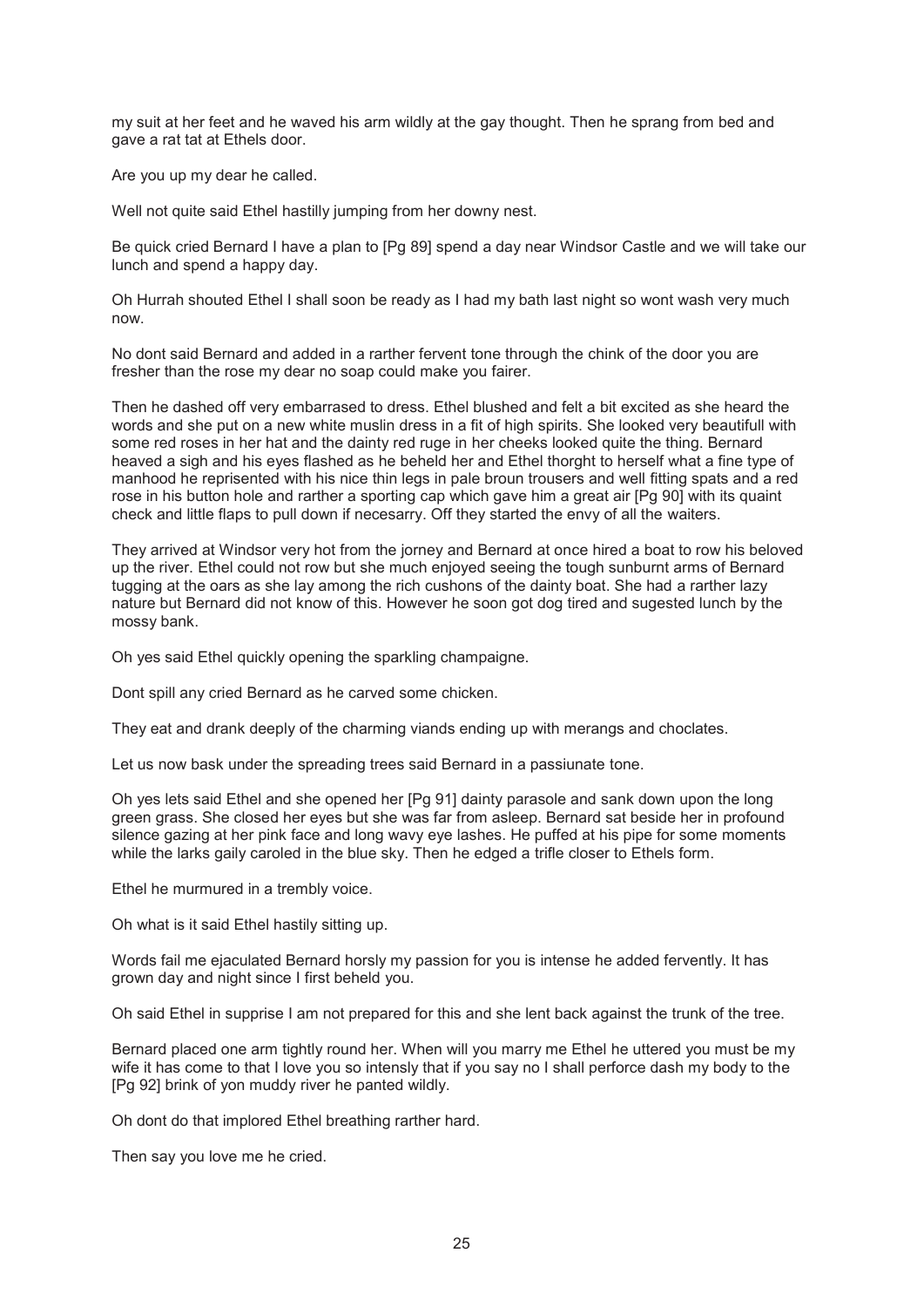my suit at her feet and he waved his arm wildly at the gay thought. Then he sprang from bed and gave a rat tat at Ethels door.

Are you up my dear he called.

Well not quite said Ethel hastilly jumping from her downy nest.

Be quick cried Bernard I have a plan to [Pg 89] spend a day near Windsor Castle and we will take our lunch and spend a happy day.

Oh Hurrah shouted Ethel I shall soon be ready as I had my bath last night so wont wash very much now.

No dont said Bernard and added in a rarther fervent tone through the chink of the door you are fresher than the rose my dear no soap could make you fairer.

Then he dashed off very embarrased to dress. Ethel blushed and felt a bit excited as she heard the words and she put on a new white muslin dress in a fit of high spirits. She looked very beautifull with some red roses in her hat and the dainty red ruge in her cheeks looked quite the thing. Bernard heaved a sigh and his eyes flashed as he beheld her and Ethel thorght to herself what a fine type of manhood he reprisented with his nice thin legs in pale broun trousers and well fitting spats and a red rose in his button hole and rarther a sporting cap which gave him a great air [Pg 90] with its quaint check and little flaps to pull down if necesarry. Off they started the envy of all the waiters.

They arrived at Windsor very hot from the jorney and Bernard at once hired a boat to row his beloved up the river. Ethel could not row but she much enjoyed seeing the tough sunburnt arms of Bernard tugging at the oars as she lay among the rich cushons of the dainty boat. She had a rarther lazy nature but Bernard did not know of this. However he soon got dog tired and sugested lunch by the mossy bank.

Oh yes said Ethel quickly opening the sparkling champaigne.

Dont spill any cried Bernard as he carved some chicken.

They eat and drank deeply of the charming viands ending up with merangs and choclates.

Let us now bask under the spreading trees said Bernard in a passiunate tone.

Oh yes lets said Ethel and she opened her [Pg 91] dainty parasole and sank down upon the long green grass. She closed her eyes but she was far from asleep. Bernard sat beside her in profound silence gazing at her pink face and long wavy eye lashes. He puffed at his pipe for some moments while the larks gaily caroled in the blue sky. Then he edged a trifle closer to Ethels form.

Ethel he murmured in a trembly voice.

Oh what is it said Ethel hastily sitting up.

Words fail me ejaculated Bernard horsly my passion for you is intense he added fervently. It has grown day and night since I first beheld you.

Oh said Ethel in supprise I am not prepared for this and she lent back against the trunk of the tree.

Bernard placed one arm tightly round her. When will you marry me Ethel he uttered you must be my wife it has come to that I love you so intensly that if you say no I shall perforce dash my body to the [Pg 92] brink of yon muddy river he panted wildly.

Oh dont do that implored Ethel breathing rarther hard.

Then say you love me he cried.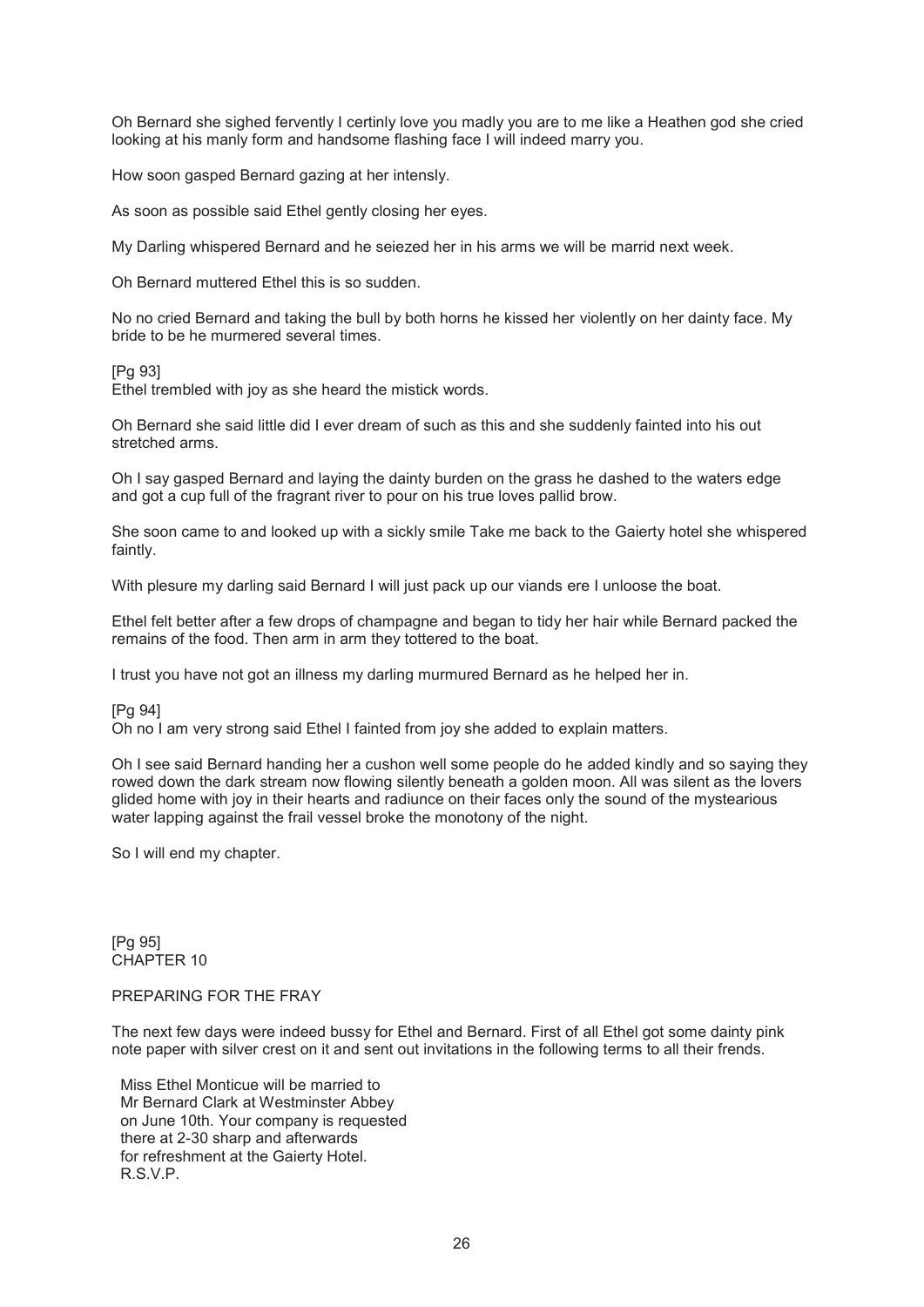Oh Bernard she sighed fervently I certinly love you madly you are to me like a Heathen god she cried looking at his manly form and handsome flashing face I will indeed marry you.

How soon gasped Bernard gazing at her intensly.

As soon as possible said Ethel gently closing her eyes.

My Darling whispered Bernard and he seiezed her in his arms we will be marrid next week.

Oh Bernard muttered Ethel this is so sudden.

No no cried Bernard and taking the bull by both horns he kissed her violently on her dainty face. My bride to be he murmered several times.

[Pg 93]
Ethel trembled with joy as she heard the mistick words.

Oh Bernard she said little did I ever dream of such as this and she suddenly fainted into his out stretched arms.

Oh I say gasped Bernard and laying the dainty burden on the grass he dashed to the waters edge and got a cup full of the fragrant river to pour on his true loves pallid brow.

She soon came to and looked up with a sickly smile Take me back to the Gaierty hotel she whispered faintly.

With plesure my darling said Bernard I will just pack up our viands ere I unloose the boat.

Ethel felt better after a few drops of champagne and began to tidy her hair while Bernard packed the remains of the food. Then arm in arm they tottered to the boat.

I trust you have not got an illness my darling murmured Bernard as he helped her in.

[Pg 94]
Oh no I am very strong said Ethel I fainted from joy she added to explain matters.

Oh I see said Bernard handing her a cushon well some people do he added kindly and so saying they rowed down the dark stream now flowing silently beneath a golden moon. All was silent as the lovers glided home with joy in their hearts and radiunce on their faces only the sound of the mystearious water lapping against the frail vessel broke the monotony of the night.

So I will end my chapter.

[Pg 95]
## CHAPTER 10

## PREPARING FOR THE FRAY

The next few days were indeed bussy for Ethel and Bernard. First of all Ethel got some dainty pink note paper with silver crest on it and sent out invitations in the following terms to all their frends.

> Miss Ethel Monticue will be married to
> Mr Bernard Clark at Westminster Abbey
> on June 10th. Your company is requested
> there at 2-30 sharp and afterwards
> for refreshment at the Gaierty Hotel.
> R.S.V.P.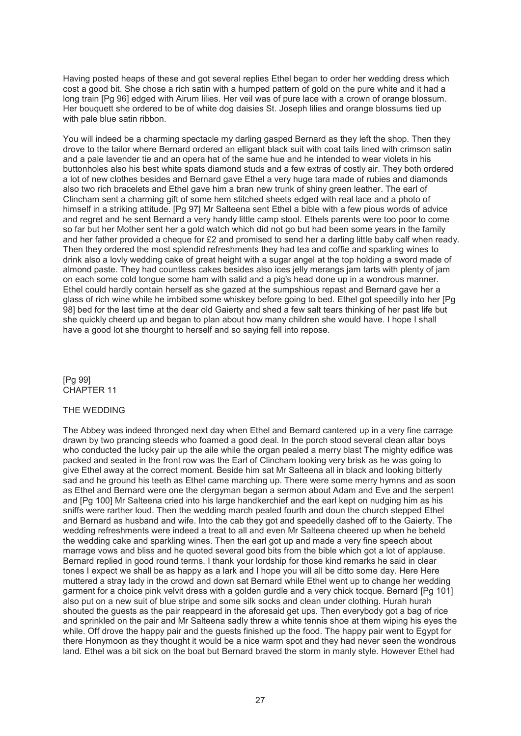Having posted heaps of these and got several replies Ethel began to order her wedding dress which cost a good bit. She chose a rich satin with a humped pattern of gold on the pure white and it had a long train [Pg 96] edged with Airum lilies. Her veil was of pure lace with a crown of orange blossum. Her bouquett she ordered to be of white dog daisies St. Joseph lilies and orange blossums tied up with pale blue satin ribbon.

You will indeed be a charming spectacle my darling gasped Bernard as they left the shop. Then they drove to the tailor where Bernard ordered an elligant black suit with coat tails lined with crimson satin and a pale lavender tie and an opera hat of the same hue and he intended to wear violets in his buttonholes also his best white spats diamond studs and a few extras of costly air. They both ordered a lot of new clothes besides and Bernard gave Ethel a very huge tara made of rubies and diamonds also two rich bracelets and Ethel gave him a bran new trunk of shiny green leather. The earl of Clincham sent a charming gift of some hem stitched sheets edged with real lace and a photo of himself in a striking attitude. [Pg 97] Mr Salteena sent Ethel a bible with a few pious words of advice and regret and he sent Bernard a very handy little camp stool. Ethels parents were too poor to come so far but her Mother sent her a gold watch which did not go but had been some years in the family and her father provided a cheque for £2 and promised to send her a darling little baby calf when ready. Then they ordered the most splendid refreshments they had tea and coffie and sparkling wines to drink also a lovly wedding cake of great height with a sugar angel at the top holding a sword made of almond paste. They had countless cakes besides also ices jelly merangs jam tarts with plenty of jam on each some cold tongue some ham with salid and a pig's head done up in a wondrous manner. Ethel could hardly contain herself as she gazed at the sumpshious repast and Bernard gave her a glass of rich wine while he imbibed some whiskey before going to bed. Ethel got speedilly into her [Pg 98] bed for the last time at the dear old Gaierty and shed a few salt tears thinking of her past life but she quickly cheerd up and began to plan about how many children she would have. I hope I shall have a good lot she thourght to herself and so saying fell into repose.

[Pg 99]
## CHAPTER 11

### THE WEDDING

The Abbey was indeed thronged next day when Ethel and Bernard cantered up in a very fine carrage drawn by two prancing steeds who foamed a good deal. In the porch stood several clean altar boys who conducted the lucky pair up the aile while the organ pealed a merry blast The mighty edifice was packed and seated in the front row was the Earl of Clincham looking very brisk as he was going to give Ethel away at the correct moment. Beside him sat Mr Salteena all in black and looking bitterly sad and he ground his teeth as Ethel came marching up. There were some merry hymns and as soon as Ethel and Bernard were one the clergyman began a sermon about Adam and Eve and the serpent and [Pg 100] Mr Salteena cried into his large handkerchief and the earl kept on nudging him as his sniffs were rarther loud. Then the wedding march pealed fourth and doun the church stepped Ethel and Bernard as husband and wife. Into the cab they got and speedelly dashed off to the Gaierty. The wedding refreshments were indeed a treat to all and even Mr Salteena cheered up when he beheld the wedding cake and sparkling wines. Then the earl got up and made a very fine speech about marrage vows and bliss and he quoted several good bits from the bible which got a lot of applause. Bernard replied in good round terms. I thank your lordship for those kind remarks he said in clear tones I expect we shall be as happy as a lark and I hope you will all be ditto some day. Here Here muttered a stray lady in the crowd and down sat Bernard while Ethel went up to change her wedding garment for a choice pink velvit dress with a golden gurdle and a very chick tocque. Bernard [Pg 101] also put on a new suit of blue stripe and some silk socks and clean under clothing. Hurah hurah shouted the guests as the pair reappeard in the aforesaid get ups. Then everybody got a bag of rice and sprinkled on the pair and Mr Salteena sadly threw a white tennis shoe at them wiping his eyes the while. Off drove the happy pair and the guests finished up the food. The happy pair went to Egypt for there Honymoon as they thought it would be a nice warm spot and they had never seen the wondrous land. Ethel was a bit sick on the boat but Bernard braved the storm in manly style. However Ethel had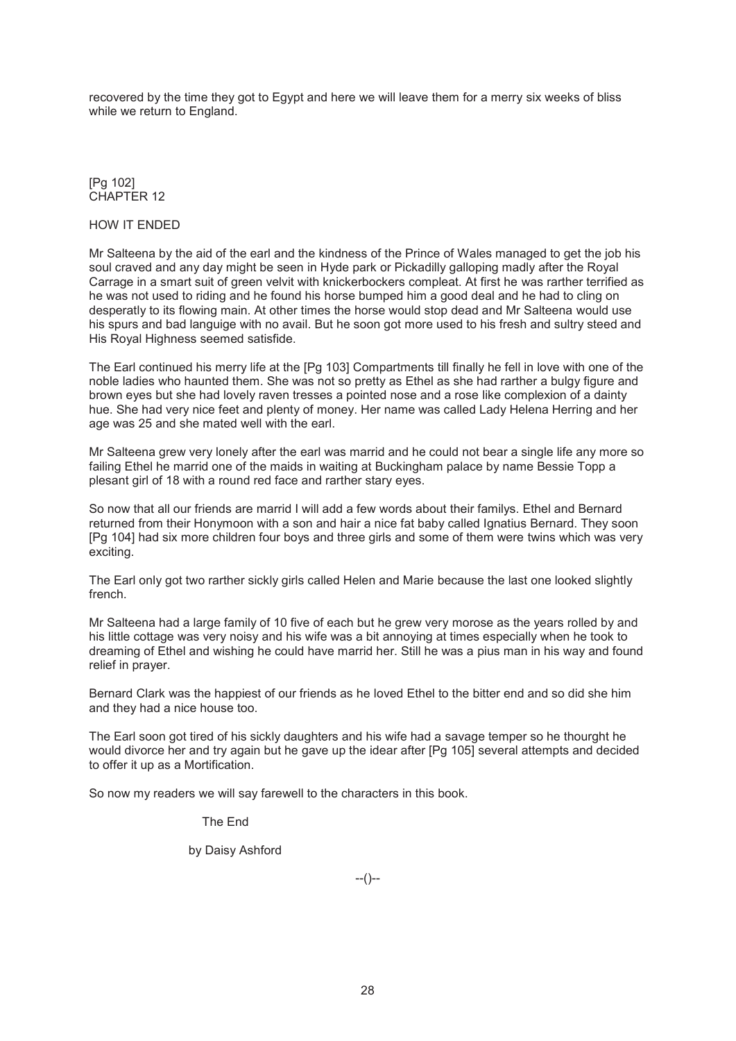recovered by the time they got to Egypt and here we will leave them for a merry six weeks of bliss while we return to England.

[Pg 102]
## CHAPTER 12

### HOW IT ENDED

Mr Salteena by the aid of the earl and the kindness of the Prince of Wales managed to get the job his soul craved and any day might be seen in Hyde park or Pickadilly galloping madly after the Royal Carrage in a smart suit of green velvit with knickerbockers compleat. At first he was rarther terrified as he was not used to riding and he found his horse bumped him a good deal and he had to cling on desperatly to its flowing main. At other times the horse would stop dead and Mr Salteena would use his spurs and bad languige with no avail. But he soon got more used to his fresh and sultry steed and His Royal Highness seemed satisfide.

The Earl continued his merry life at the [Pg 103] Compartments till finally he fell in love with one of the noble ladies who haunted them. She was not so pretty as Ethel as she had rarther a bulgy figure and brown eyes but she had lovely raven tresses a pointed nose and a rose like complexion of a dainty hue. She had very nice feet and plenty of money. Her name was called Lady Helena Herring and her age was 25 and she mated well with the earl.

Mr Salteena grew very lonely after the earl was marrid and he could not bear a single life any more so failing Ethel he marrid one of the maids in waiting at Buckingham palace by name Bessie Topp a plesant girl of 18 with a round red face and rarther stary eyes.

So now that all our friends are marrid I will add a few words about their familys. Ethel and Bernard returned from their Honymoon with a son and hair a nice fat baby called Ignatius Bernard. They soon [Pg 104] had six more children four boys and three girls and some of them were twins which was very exciting.

The Earl only got two rarther sickly girls called Helen and Marie because the last one looked slightly french.

Mr Salteena had a large family of 10 five of each but he grew very morose as the years rolled by and his little cottage was very noisy and his wife was a bit annoying at times especially when he took to dreaming of Ethel and wishing he could have marrid her. Still he was a pius man in his way and found relief in prayer.

Bernard Clark was the happiest of our friends as he loved Ethel to the bitter end and so did she him and they had a nice house too.

The Earl soon got tired of his sickly daughters and his wife had a savage temper so he thourght he would divorce her and try again but he gave up the idear after [Pg 105] several attempts and decided to offer it up as a Mortification.

So now my readers we will say farewell to the characters in this book.

The End

by Daisy Ashford

--()--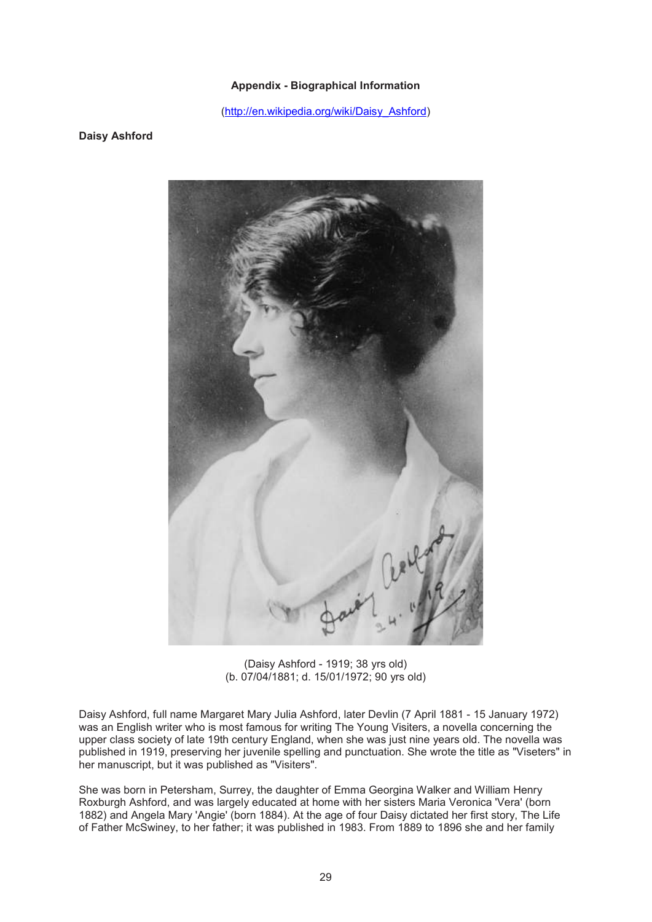**Appendix - Biographical Information**

(http://en.wikipedia.org/wiki/Daisy_Ashford)

**Daisy Ashford**

(Daisy Ashford - 1919; 38 yrs old)
(b. 07/04/1881; d. 15/01/1972; 90 yrs old)

Daisy Ashford, full name Margaret Mary Julia Ashford, later Devlin (7 April 1881 - 15 January 1972) was an English writer who is most famous for writing The Young Visiters, a novella concerning the upper class society of late 19th century England, when she was just nine years old. The novella was published in 1919, preserving her juvenile spelling and punctuation. She wrote the title as "Viseters" in her manuscript, but it was published as "Visiters".

She was born in Petersham, Surrey, the daughter of Emma Georgina Walker and William Henry Roxburgh Ashford, and was largely educated at home with her sisters Maria Veronica 'Vera' (born 1882) and Angela Mary 'Angie' (born 1884). At the age of four Daisy dictated her first story, The Life of Father McSwiney, to her father; it was published in 1983. From 1889 to 1896 she and her family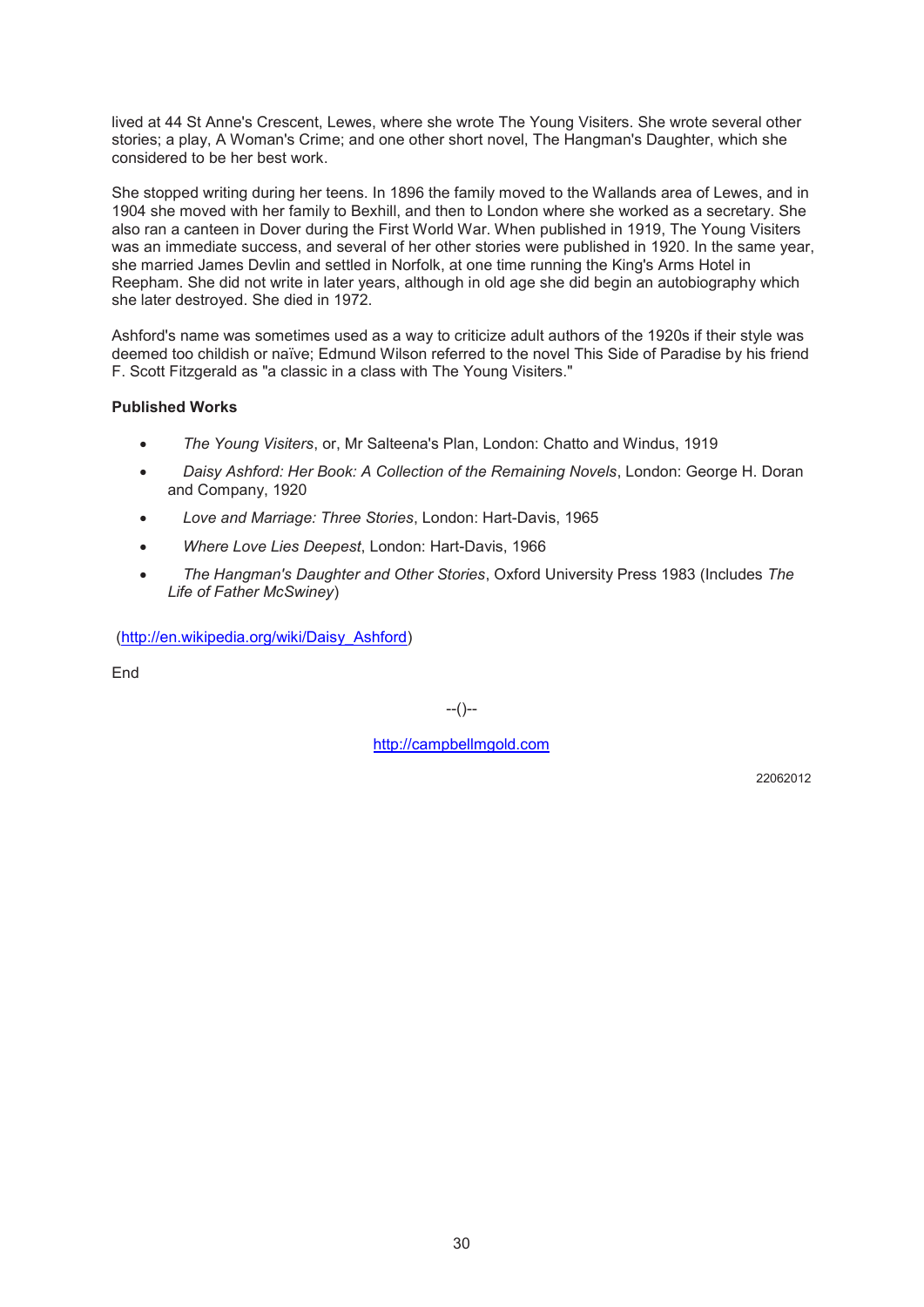lived at 44 St Anne's Crescent, Lewes, where she wrote The Young Visiters. She wrote several other stories; a play, A Woman's Crime; and one other short novel, The Hangman's Daughter, which she considered to be her best work.

She stopped writing during her teens. In 1896 the family moved to the Wallands area of Lewes, and in 1904 she moved with her family to Bexhill, and then to London where she worked as a secretary. She also ran a canteen in Dover during the First World War. When published in 1919, The Young Visiters was an immediate success, and several of her other stories were published in 1920. In the same year, she married James Devlin and settled in Norfolk, at one time running the King's Arms Hotel in Reepham. She did not write in later years, although in old age she did begin an autobiography which she later destroyed. She died in 1972.

Ashford's name was sometimes used as a way to criticize adult authors of the 1920s if their style was deemed too childish or naïve; Edmund Wilson referred to the novel This Side of Paradise by his friend F. Scott Fitzgerald as "a classic in a class with The Young Visiters."

**Published Works**

- *The Young Visiters*, or, Mr Salteena's Plan, London: Chatto and Windus, 1919
- *Daisy Ashford: Her Book: A Collection of the Remaining Novels*, London: George H. Doran and Company, 1920
- *Love and Marriage: Three Stories*, London: Hart-Davis, 1965
- *Where Love Lies Deepest*, London: Hart-Davis, 1966
- *The Hangman's Daughter and Other Stories*, Oxford University Press 1983 (Includes *The Life of Father McSwiney*)

(http://en.wikipedia.org/wiki/Daisy_Ashford)

End

--()--

http://campbellmgold.com

22062012